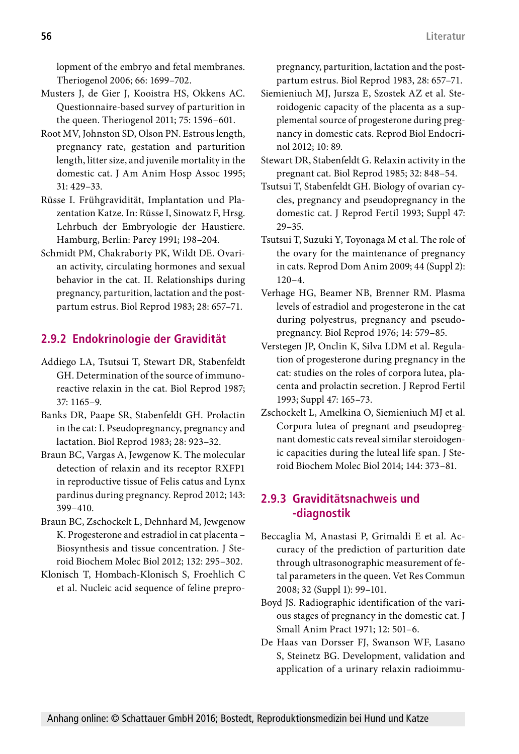lopment of the embryo and fetal membranes. Theriogenol 2006; 66: 1699–702.

Musters J, de Gier J, Kooistra HS, Okkens AC. Questionnaire-based survey of parturition in the queen. Theriogenol 2011; 75: 1596–601.

Root MV, Johnston SD, Olson PN. Estrous length, pregnancy rate, gestation and parturition length, litter size, and juvenile mortality in the domestic cat. J Am Anim Hosp Assoc 1995; 31: 429–33.

Rüsse I. Frühgravidität, Implantation und Plazentation Katze. In: Rüsse I, Sinowatz F, Hrsg. Lehrbuch der Embryologie der Haustiere. Hamburg, Berlin: Parey 1991; 198–204.

Schmidt PM, Chakraborty PK, Wildt DE. Ovarian activity, circulating hormones and sexual behavior in the cat. II. Relationships during pregnancy, parturition, lactation and the postpartum estrus. Biol Reprod 1983; 28: 657–71.

## 2.9.2 Endokrinologie der Gravidität

Addiego LA, Tsutsui T, Stewart DR, Stabenfeldt GH. Determination of the source of immunoreactive relaxin in the cat. Biol Reprod 1987; 37: 1165–9.

Banks DR, Paape SR, Stabenfeldt GH. Prolactin in the cat: I. Pseudopregnancy, pregnancy and lactation. Biol Reprod 1983; 28: 923–32.

Braun BC, Vargas A, Jewgenow K. The molecular detection of relaxin and its receptor RXFP1 in reproductive tissue of Felis catus and Lynx pardinus during pregnancy. Reprod 2012; 143: 399–410.

Braun BC, Zschockelt L, Dehnhard M, Jewgenow K. Progesterone and estradiol in cat placenta – Biosynthesis and tissue concentration. J Steroid Biochem Molec Biol 2012; 132: 295–302.

Klonisch T, Hombach-Klonisch S, Froehlich C et al. Nucleic acid sequence of feline preprorelaxin and its localization within the feline placenta. Biol Reprod 1999; 60: 305–11.

Schmidt PM, Chakraborty PK, Wildt DE. Ovarian activity, circulating hormones and sexual behavior in the cat. II. Relationships during pregnancy, parturition, lactation and the postpartum estrus. Biol Reprod 1983, 28: 657–71.

Siemieniuch MJ, Jursza E, Szostek AZ et al. Steroidogenic capacity of the placenta as a supplemental source of progesterone during pregnancy in domestic cats. Reprod Biol Endocrinol 2012; 10: 89.

Stewart DR, Stabenfeldt G. Relaxin activity in the pregnant cat. Biol Reprod 1985; 32: 848–54.

Tsutsui T, Stabenfeldt GH. Biology of ovarian cycles, pregnancy and pseudopregnancy in the domestic cat. J Reprod Fertil 1993; Suppl 47: 29–35.

Tsutsui T, Suzuki Y, Toyonaga M et al. The role of the ovary for the maintenance of pregnancy in cats. Reprod Dom Anim 2009; 44 (Suppl 2): 120–4.

Verhage HG, Beamer NB, Brenner RM. Plasma levels of estradiol and progesterone in the cat during polyestrus, pregnancy and pseudopregnancy. Biol Reprod 1976; 14: 579–85.

Verstegen JP, Onclin K, Silva LDM et al. Regulation of progesterone during pregnancy in the cat: studies on the roles of corpora lutea, placenta and prolactin secretion. J Reprod Fertil 1993; Suppl 47: 165–73.

Zschockelt L, Amelkina O, Siemieniuch MJ et al. Corpora lutea of pregnant and pseudopregnant domestic cats reveal similar steroidogenic capacities during the luteal life span. J Steroid Biochem Molec Biol 2014; 144: 373–81.

## 2.9.3 Graviditätsnachweis und -diagnostik

Beccaglia M, Anastasi P, Grimaldi E et al. Accuracy of the prediction of parturition date through ultrasonographic measurement of fetal parameters in the queen. Vet Res Commun 2008; 32 (Suppl 1): 99–101.

Boyd JS. Radiographic identification of the various stages of pregnancy in the domestic cat. J Small Anim Pract 1971; 12: 501–6.

De Haas van Dorsser FJ, Swanson WF, Lasano S, Steinetz BG. Development, validation and application of a urinary relaxin radioimmu-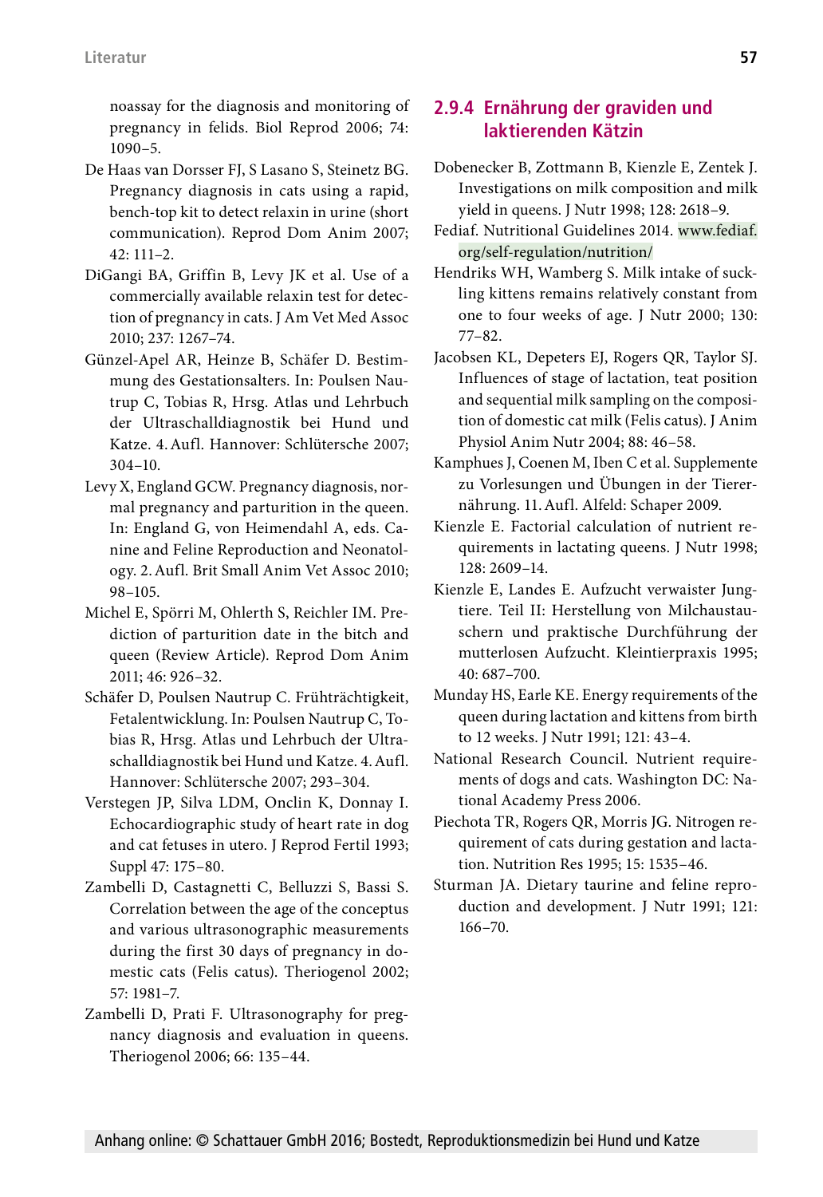noassay for the diagnosis and monitoring of pregnancy in felids. Biol Reprod 2006; 74: 1090–5.

De Haas van Dorsser FJ, S Lasano S, Steinetz BG. Pregnancy diagnosis in cats using a rapid, bench-top kit to detect relaxin in urine (short communication). Reprod Dom Anim 2007; 42: 111–2.

DiGangi BA, Griffin B, Levy JK et al. Use of a commercially available relaxin test for detection of pregnancy in cats. J Am Vet Med Assoc 2010; 237: 1267–74.

Günzel-Apel AR, Heinze B, Schäfer D. Bestimmung des Gestationsalters. In: Poulsen Nautrup C, Tobias R, Hrsg. Atlas und Lehrbuch der Ultraschalldiagnostik bei Hund und Katze. 4. Aufl. Hannover: Schlütersche 2007; 304–10.

Levy X, England GCW. Pregnancy diagnosis, normal pregnancy and parturition in the queen. In: England G, von Heimendahl A, eds. Canine and Feline Reproduction and Neonatology. 2. Aufl. Brit Small Anim Vet Assoc 2010; 98–105.

Michel E, Spörri M, Ohlerth S, Reichler IM. Prediction of parturition date in the bitch and queen (Review Article). Reprod Dom Anim 2011; 46: 926–32.

Schäfer D, Poulsen Nautrup C. Frühträchtigkeit, Fetalentwicklung. In: Poulsen Nautrup C, Tobias R, Hrsg. Atlas und Lehrbuch der Ultraschalldiagnostik bei Hund und Katze. 4. Aufl. Hannover: Schlütersche 2007; 293–304.

Verstegen JP, Silva LDM, Onclin K, Donnay I. Echocardiographic study of heart rate in dog and cat fetuses in utero. J Reprod Fertil 1993; Suppl 47: 175–80.

Zambelli D, Castagnetti C, Belluzzi S, Bassi S. Correlation between the age of the conceptus and various ultrasonographic measurements during the first 30 days of pregnancy in domestic cats (Felis catus). Theriogenol 2002; 57: 1981–7.

Zambelli D, Prati F. Ultrasonography for pregnancy diagnosis and evaluation in queens. Theriogenol 2006; 66: 135–44.

### 2.9.4 Ernährung der graviden und laktierenden Kätzin

Dobenecker B, Zottmann B, Kienzle E, Zentek J. Investigations on milk composition and milk yield in queens. J Nutr 1998; 128: 2618–9.

Fediaf. Nutritional Guidelines 2014. www.fediaf.org/self-regulation/nutrition/

Hendriks WH, Wamberg S. Milk intake of suckling kittens remains relatively constant from one to four weeks of age. J Nutr 2000; 130: 77–82.

Jacobsen KL, Depeters EJ, Rogers QR, Taylor SJ. Influences of stage of lactation, teat position and sequential milk sampling on the composition of domestic cat milk (Felis catus). J Anim Physiol Anim Nutr 2004; 88: 46–58.

Kamphues J, Coenen M, Iben C et al. Supplemente zu Vorlesungen und Übungen in der Tierernährung. 11. Aufl. Alfeld: Schaper 2009.

Kienzle E. Factorial calculation of nutrient requirements in lactating queens. J Nutr 1998; 128: 2609–14.

Kienzle E, Landes E. Aufzucht verwaister Jungtiere. Teil II: Herstellung von Milchaustauschern und praktische Durchführung der mutterlosen Aufzucht. Kleintierpraxis 1995; 40: 687–700.

Munday HS, Earle KE. Energy requirements of the queen during lactation and kittens from birth to 12 weeks. J Nutr 1991; 121: 43–4.

National Research Council. Nutrient requirements of dogs and cats. Washington DC: National Academy Press 2006.

Piechota TR, Rogers QR, Morris JG. Nitrogen requirement of cats during gestation and lactation. Nutrition Res 1995; 15: 1535–46.

Sturman JA. Dietary taurine and feline reproduction and development. J Nutr 1991; 121: 166–70.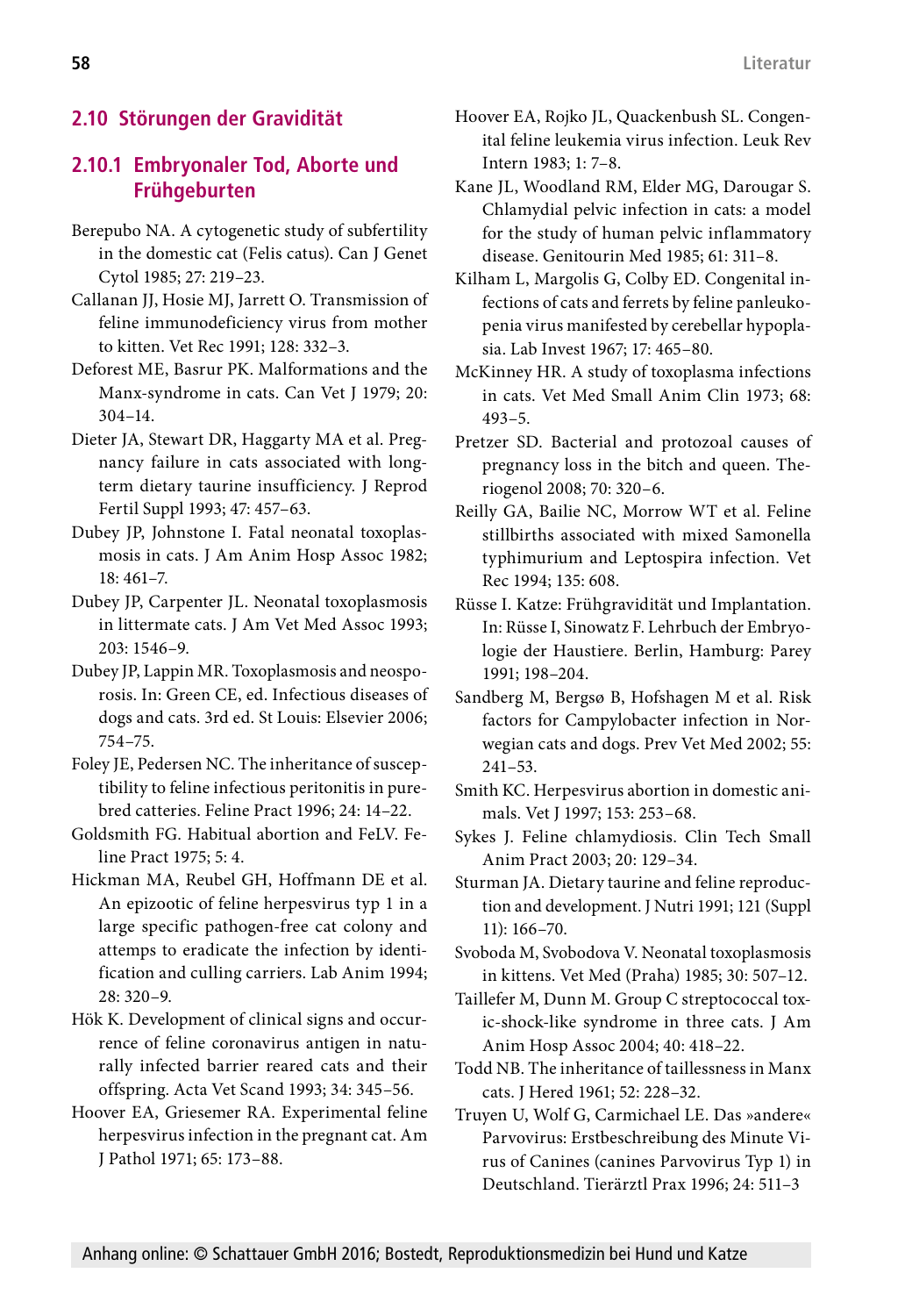## 2.10 Störungen der Gravidität

### 2.10.1 Embryonaler Tod, Aborte und Frühgeburten

Berepubo NA. A cytogenetic study of subfertility in the domestic cat (Felis catus). Can J Genet Cytol 1985; 27: 219–23.

Callanan JJ, Hosie MJ, Jarrett O. Transmission of feline immunodeficiency virus from mother to kitten. Vet Rec 1991; 128: 332–3.

Deforest ME, Basrur PK. Malformations and the Manx-syndrome in cats. Can Vet J 1979; 20: 304–14.

Dieter JA, Stewart DR, Haggarty MA et al. Pregnancy failure in cats associated with long-term dietary taurine insufficiency. J Reprod Fertil Suppl 1993; 47: 457–63.

Dubey JP, Johnstone I. Fatal neonatal toxoplasmosis in cats. J Am Anim Hosp Assoc 1982; 18: 461–7.

Dubey JP, Carpenter JL. Neonatal toxoplasmosis in littermate cats. J Am Vet Med Assoc 1993; 203: 1546–9.

Dubey JP, Lappin MR. Toxoplasmosis and neosporosis. In: Green CE, ed. Infectious diseases of dogs and cats. 3rd ed. St Louis: Elsevier 2006; 754–75.

Foley JE, Pedersen NC. The inheritance of susceptibility to feline infectious peritonitis in purebred catteries. Feline Pract 1996; 24: 14–22.

Goldsmith FG. Habitual abortion and FeLV. Feline Pract 1975; 5: 4.

Hickman MA, Reubel GH, Hoffmann DE et al. An epizootic of feline herpesvirus typ 1 in a large specific pathogen-free cat colony and attemps to eradicate the infection by identification and culling carriers. Lab Anim 1994; 28: 320–9.

Hök K. Development of clinical signs and occurrence of feline coronavirus antigen in naturally infected barrier reared cats and their offspring. Acta Vet Scand 1993; 34: 345–56.

Hoover EA, Griesemer RA. Experimental feline herpesvirus infection in the pregnant cat. Am J Pathol 1971; 65: 173–88.

Hoover EA, Rojko JL, Quackenbush SL. Congenital feline leukemia virus infection. Leuk Rev Intern 1983; 1: 7–8.

Kane JL, Woodland RM, Elder MG, Darougar S. Chlamydial pelvic infection in cats: a model for the study of human pelvic inflammatory disease. Genitourin Med 1985; 61: 311–8.

Kilham L, Margolis G, Colby ED. Congenital infections of cats and ferrets by feline panleukopenia virus manifested by cerebellar hypoplasia. Lab Invest 1967; 17: 465–80.

McKinney HR. A study of toxoplasma infections in cats. Vet Med Small Anim Clin 1973; 68: 493–5.

Pretzer SD. Bacterial and protozoal causes of pregnancy loss in the bitch and queen. Theriogenol 2008; 70: 320–6.

Reilly GA, Bailie NC, Morrow WT et al. Feline stillbirths associated with mixed Samonella typhimurium and Leptospira infection. Vet Rec 1994; 135: 608.

Rüsse I. Katze: Frühgravidität und Implantation. In: Rüsse I, Sinowatz F. Lehrbuch der Embryologie der Haustiere. Berlin, Hamburg: Parey 1991; 198–204.

Sandberg M, Bergsø B, Hofshagen M et al. Risk factors for Campylobacter infection in Norwegian cats and dogs. Prev Vet Med 2002; 55: 241–53.

Smith KC. Herpesvirus abortion in domestic animals. Vet J 1997; 153: 253–68.

Sykes J. Feline chlamydiosis. Clin Tech Small Anim Pract 2003; 20: 129–34.

Sturman JA. Dietary taurine and feline reproduction and development. J Nutri 1991; 121 (Suppl 11): 166–70.

Svoboda M, Svobodova V. Neonatal toxoplasmosis in kittens. Vet Med (Praha) 1985; 30: 507–12.

Taillefer M, Dunn M. Group C streptococcal toxic-shock-like syndrome in three cats. J Am Anim Hosp Assoc 2004; 40: 418–22.

Todd NB. The inheritance of taillessness in Manx cats. J Hered 1961; 52: 228–32.

Truyen U, Wolf G, Carmichael LE. Das »andere« Parvovirus: Erstbeschreibung des Minute Virus of Canines (canines Parvovirus Typ 1) in Deutschland. Tierärztl Prax 1996; 24: 511–3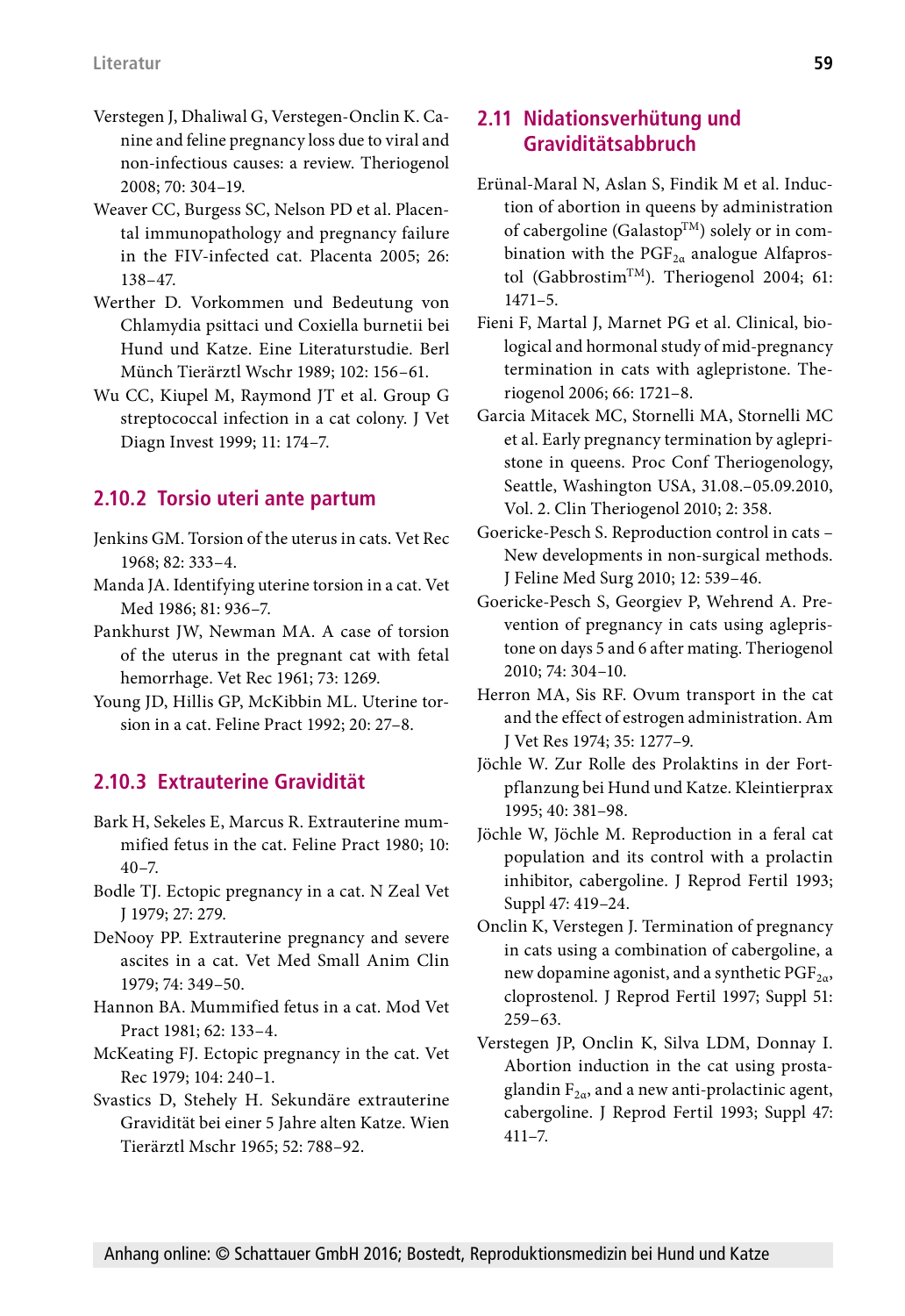Verstegen J, Dhaliwal G, Verstegen-Onclin K. Canine and feline pregnancy loss due to viral and non-infectious causes: a review. Theriogenol 2008; 70: 304–19.

Weaver CC, Burgess SC, Nelson PD et al. Placental immunopathology and pregnancy failure in the FIV-infected cat. Placenta 2005; 26: 138–47.

Werther D. Vorkommen und Bedeutung von Chlamydia psittaci und Coxiella burnetii bei Hund und Katze. Eine Literaturstudie. Berl Münch Tierärztl Wschr 1989; 102: 156–61.

Wu CC, Kiupel M, Raymond JT et al. Group G streptococcal infection in a cat colony. J Vet Diagn Invest 1999; 11: 174–7.

### 2.10.2 Torsio uteri ante partum

Jenkins GM. Torsion of the uterus in cats. Vet Rec 1968; 82: 333–4.

Manda JA. Identifying uterine torsion in a cat. Vet Med 1986; 81: 936–7.

Pankhurst JW, Newman MA. A case of torsion of the uterus in the pregnant cat with fetal hemorrhage. Vet Rec 1961; 73: 1269.

Young JD, Hillis GP, McKibbin ML. Uterine torsion in a cat. Feline Pract 1992; 20: 27–8.

### 2.10.3 Extrauterine Gravidität

Bark H, Sekeles E, Marcus R. Extrauterine mummified fetus in the cat. Feline Pract 1980; 10: 40–7.

Bodle TJ. Ectopic pregnancy in a cat. N Zeal Vet J 1979; 27: 279.

DeNooy PP. Extrauterine pregnancy and severe ascites in a cat. Vet Med Small Anim Clin 1979; 74: 349–50.

Hannon BA. Mummified fetus in a cat. Mod Vet Pract 1981; 62: 133–4.

McKeating FJ. Ectopic pregnancy in the cat. Vet Rec 1979; 104: 240–1.

Svastics D, Stehely H. Sekundäre extrauterine Gravidität bei einer 5 Jahre alten Katze. Wien Tierärztl Mschr 1965; 52: 788–92.

## 2.11 Nidationsverhütung und Graviditätsabbruch

Erünal-Maral N, Aslan S, Findik M et al. Induction of abortion in queens by administration of cabergoline (Galastop™) solely or in combination with the $PGF_{2\alpha}$ analogue Alfaprostol (Gabbrostim™). Theriogenol 2004; 61: 1471–5.

Fieni F, Martal J, Marnet PG et al. Clinical, biological and hormonal study of mid-pregnancy termination in cats with aglepristone. Theriogenol 2006; 66: 1721–8.

Garcia Mitacek MC, Stornelli MA, Stornelli MC et al. Early pregnancy termination by aglepristone in queens. Proc Conf Theriogenology, Seattle, Washington USA, 31.08.–05.09.2010, Vol. 2. Clin Theriogenol 2010; 2: 358.

Goericke-Pesch S. Reproduction control in cats – New developments in non-surgical methods. J Feline Med Surg 2010; 12: 539–46.

Goericke-Pesch S, Georgiev P, Wehrend A. Prevention of pregnancy in cats using aglepristone on days 5 and 6 after mating. Theriogenol 2010; 74: 304–10.

Herron MA, Sis RF. Ovum transport in the cat and the effect of estrogen administration. Am J Vet Res 1974; 35: 1277–9.

Jöchle W. Zur Rolle des Prolaktins in der Fortpflanzung bei Hund und Katze. Kleintierprax 1995; 40: 381–98.

Jöchle W, Jöchle M. Reproduction in a feral cat population and its control with a prolactin inhibitor, cabergoline. J Reprod Fertil 1993; Suppl 47: 419–24.

Onclin K, Verstegen J. Termination of pregnancy in cats using a combination of cabergoline, a new dopamine agonist, and a synthetic $PGF_{2\alpha}$, cloprostenol. J Reprod Fertil 1997; Suppl 51: 259–63.

Verstegen JP, Onclin K, Silva LDM, Donnay I. Abortion induction in the cat using prostaglandin $F_{2\alpha}$, and a new anti-prolactinic agent, cabergoline. J Reprod Fertil 1993; Suppl 47: 411–7.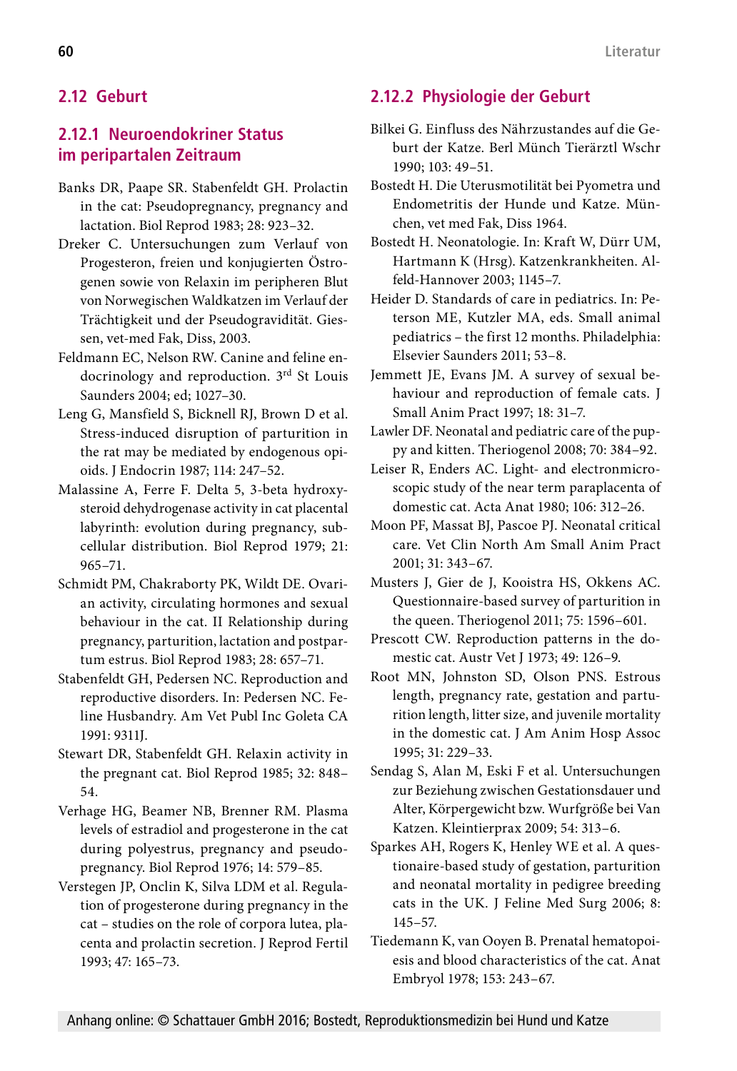## 2.12 Geburt

### 2.12.1 Neuroendokriner Status im peripartalen Zeitraum

Banks DR, Paape SR. Stabenfeldt GH. Prolactin in the cat: Pseudopregnancy, pregnancy and lactation. Biol Reprod 1983; 28: 923–32.

Dreker C. Untersuchungen zum Verlauf von Progesteron, freien und konjugierten Östrogenen sowie von Relaxin im peripheren Blut von Norwegischen Waldkatzen im Verlauf der Trächtigkeit und der Pseudogravidität. Giessen, vet-med Fak, Diss, 2003.

Feldmann EC, Nelson RW. Canine and feline endocrinology and reproduction. 3rd St Louis Saunders 2004; ed; 1027–30.

Leng G, Mansfield S, Bicknell RJ, Brown D et al. Stress-induced disruption of parturition in the rat may be mediated by endogenous opioids. J Endocrin 1987; 114: 247–52.

Malassine A, Ferre F. Delta 5, 3-beta hydroxysteroid dehydrogenase activity in cat placental labyrinth: evolution during pregnancy, subcellular distribution. Biol Reprod 1979; 21: 965–71.

Schmidt PM, Chakraborty PK, Wildt DE. Ovarian activity, circulating hormones and sexual behaviour in the cat. II Relationship during pregnancy, parturition, lactation and postpartum estrus. Biol Reprod 1983; 28: 657–71.

Stabenfeldt GH, Pedersen NC. Reproduction and reproductive disorders. In: Pedersen NC. Feline Husbandry. Am Vet Publ Inc Goleta CA 1991: 9311J.

Stewart DR, Stabenfeldt GH. Relaxin activity in the pregnant cat. Biol Reprod 1985; 32: 848–54.

Verhage HG, Beamer NB, Brenner RM. Plasma levels of estradiol and progesterone in the cat during polyestrus, pregnancy and pseudopregnancy. Biol Reprod 1976; 14: 579–85.

Verstegen JP, Onclin K, Silva LDM et al. Regulation of progesterone during pregnancy in the cat – studies on the role of corpora lutea, placenta and prolactin secretion. J Reprod Fertil 1993; 47: 165–73.

### 2.12.2 Physiologie der Geburt

Bilkei G. Einfluss des Nährzustandes auf die Geburt der Katze. Berl Münch Tierärztl Wschr 1990; 103: 49–51.

Bostedt H. Die Uterusmotilität bei Pyometra und Endometritis der Hunde und Katze. München, vet med Fak, Diss 1964.

Bostedt H. Neonatologie. In: Kraft W, Dürr UM, Hartmann K (Hrsg). Katzenkrankheiten. Alfeld-Hannover 2003; 1145–7.

Heider D. Standards of care in pediatrics. In: Peterson ME, Kutzler MA, eds. Small animal pediatrics – the first 12 months. Philadelphia: Elsevier Saunders 2011; 53–8.

Jemmett JE, Evans JM. A survey of sexual behaviour and reproduction of female cats. J Small Anim Pract 1997; 18: 31–7.

Lawler DF. Neonatal and pediatric care of the puppy and kitten. Theriogenol 2008; 70: 384–92.

Leiser R, Enders AC. Light- and electronmicroscopic study of the near term paraplacenta of domestic cat. Acta Anat 1980; 106: 312–26.

Moon PF, Massat BJ, Pascoe PJ. Neonatal critical care. Vet Clin North Am Small Anim Pract 2001; 31: 343–67.

Musters J, Gier de J, Kooistra HS, Okkens AC. Questionnaire-based survey of parturition in the queen. Theriogenol 2011; 75: 1596–601.

Prescott CW. Reproduction patterns in the domestic cat. Austr Vet J 1973; 49: 126–9.

Root MN, Johnston SD, Olson PNS. Estrous length, pregnancy rate, gestation and parturition length, litter size, and juvenile mortality in the domestic cat. J Am Anim Hosp Assoc 1995; 31: 229–33.

Sendag S, Alan M, Eski F et al. Untersuchungen zur Beziehung zwischen Gestationsdauer und Alter, Körpergewicht bzw. Wurfgröße bei Van Katzen. Kleintierprax 2009; 54: 313–6.

Sparkes AH, Rogers K, Henley WE et al. A questionnaire-based study of gestation, parturition and neonatal mortality in pedigree breeding cats in the UK. J Feline Med Surg 2006; 8: 145–57.

Tiedemann K, van Ooyen B. Prenatal hematopoiesis and blood characteristics of the cat. Anat Embryol 1978; 153: 243–67.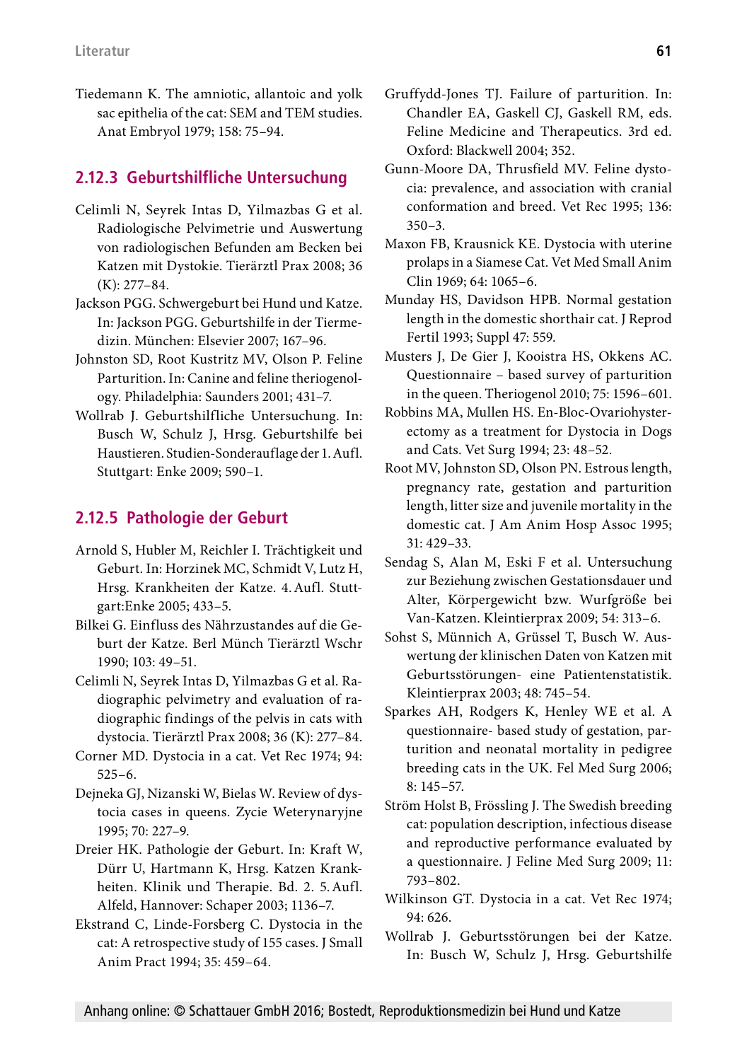Tiedemann K. The amniotic, allantoic and yolk sac epithelia of the cat: SEM and TEM studies. Anat Embryol 1979; 158: 75–94.

## 2.12.3 Geburtshilfliche Untersuchung

Celimli N, Seyrek Intas D, Yilmazbas G et al. Radiologische Pelvimetrie und Auswertung von radiologischen Befunden am Becken bei Katzen mit Dystokie. Tierärztl Prax 2008; 36 (K): 277–84.

Jackson PGG. Schwergeburt bei Hund und Katze. In: Jackson PGG. Geburtshilfe in der Tiermedizin. München: Elsevier 2007; 167–96.

Johnston SD, Root Kustritz MV, Olson P. Feline Parturition. In: Canine and feline theriogenology. Philadelphia: Saunders 2001; 431–7.

Wollrab J. Geburtshilfliche Untersuchung. In: Busch W, Schulz J, Hrsg. Geburtshilfe bei Haustieren. Studien-Sonderauflage der 1. Aufl. Stuttgart: Enke 2009; 590–1.

## 2.12.5 Pathologie der Geburt

Arnold S, Hubler M, Reichler I. Trächtigkeit und Geburt. In: Horzinek MC, Schmidt V, Lutz H, Hrsg. Krankheiten der Katze. 4. Aufl. Stuttgart:Enke 2005; 433–5.

Bilkei G. Einfluss des Nährzustandes auf die Geburt der Katze. Berl Münch Tierärztl Wschr 1990; 103: 49–51.

Celimli N, Seyrek Intas D, Yilmazbas G et al. Radiographic pelvimetry and evaluation of radiographic findings of the pelvis in cats with dystocia. Tierärztl Prax 2008; 36 (K): 277–84.

Corner MD. Dystocia in a cat. Vet Rec 1974; 94: 525–6.

Dejneka GJ, Nizanski W, Bielas W. Review of dystocia cases in queens. Zycie Weterynaryjne 1995; 70: 227–9.

Dreier HK. Pathologie der Geburt. In: Kraft W, Dürr U, Hartmann K, Hrsg. Katzen Krankheiten. Klinik und Therapie. Bd. 2. 5. Aufl. Alfeld, Hannover: Schaper 2003; 1136–7.

Ekstrand C, Linde-Forsberg C. Dystocia in the cat: A retrospective study of 155 cases. J Small Anim Pract 1994; 35: 459–64.

Gruffydd-Jones TJ. Failure of parturition. In: Chandler EA, Gaskell CJ, Gaskell RM, eds. Feline Medicine and Therapeutics. 3rd ed. Oxford: Blackwell 2004; 352.

Gunn-Moore DA, Thrusfield MV. Feline dystocia: prevalence, and association with cranial conformation and breed. Vet Rec 1995; 136: 350–3.

Maxon FB, Krausnick KE. Dystocia with uterine prolaps in a Siamese Cat. Vet Med Small Anim Clin 1969; 64: 1065–6.

Munday HS, Davidson HPB. Normal gestation length in the domestic shorthair cat. J Reprod Fertil 1993; Suppl 47: 559.

Musters J, De Gier J, Kooistra HS, Okkens AC. Questionnaire – based survey of parturition in the queen. Theriogenol 2010; 75: 1596–601.

Robbins MA, Mullen HS. En-Bloc-Ovariohysterectomy as a treatment for Dystocia in Dogs and Cats. Vet Surg 1994; 23: 48–52.

Root MV, Johnston SD, Olson PN. Estrous length, pregnancy rate, gestation and parturition length, litter size and juvenile mortality in the domestic cat. J Am Anim Hosp Assoc 1995; 31: 429–33.

Sendag S, Alan M, Eski F et al. Untersuchung zur Beziehung zwischen Gestationsdauer und Alter, Körpergewicht bzw. Wurfgröße bei Van-Katzen. Kleintierprax 2009; 54: 313–6.

Sohst S, Münnich A, Grüssel T, Busch W. Auswertung der klinischen Daten von Katzen mit Geburtsstörungen- eine Patientenstatistik. Kleintierprax 2003; 48: 745–54.

Sparkes AH, Rodgers K, Henley WE et al. A questionnaire- based study of gestation, parturition and neonatal mortality in pedigree breeding cats in the UK. Fel Med Surg 2006; 8: 145–57.

Ström Holst B, Frössling J. The Swedish breeding cat: population description, infectious disease and reproductive performance evaluated by a questionnaire. J Feline Med Surg 2009; 11: 793–802.

Wilkinson GT. Dystocia in a cat. Vet Rec 1974; 94: 626.

Wollrab J. Geburtsstörungen bei der Katze. In: Busch W, Schulz J, Hrsg. Geburtshilfe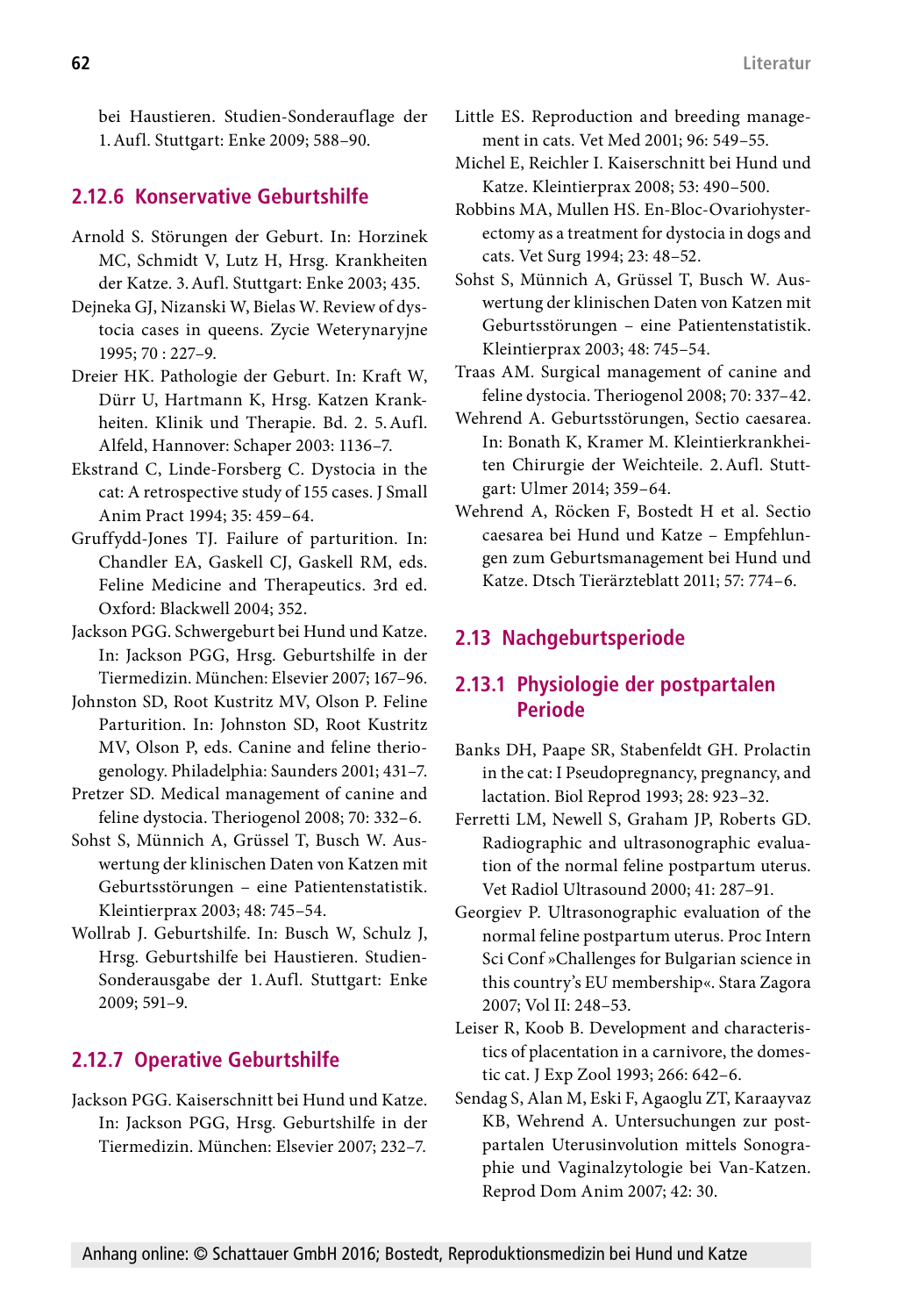bei Haustieren. Studien-Sonderauflage der 1. Aufl. Stuttgart: Enke 2009; 588–90.

### 2.12.6 Konservative Geburtshilfe

Arnold S. Störungen der Geburt. In: Horzinek MC, Schmidt V, Lutz H, Hrsg. Krankheiten der Katze. 3. Aufl. Stuttgart: Enke 2003; 435.

Dejneka GJ, Nizanski W, Bielas W. Review of dystocia cases in queens. Zycie Weterynaryjne 1995; 70 : 227–9.

Dreier HK. Pathologie der Geburt. In: Kraft W, Dürr U, Hartmann K, Hrsg. Katzen Krankheiten. Klinik und Therapie. Bd. 2. 5. Aufl. Alfeld, Hannover: Schaper 2003: 1136–7.

Ekstrand C, Linde-Forsberg C. Dystocia in the cat: A retrospective study of 155 cases. J Small Anim Pract 1994; 35: 459–64.

Gruffydd-Jones TJ. Failure of parturition. In: Chandler EA, Gaskell CJ, Gaskell RM, eds. Feline Medicine and Therapeutics. 3rd ed. Oxford: Blackwell 2004; 352.

Jackson PGG. Schwergeburt bei Hund und Katze. In: Jackson PGG, Hrsg. Geburtshilfe in der Tiermedizin. München: Elsevier 2007; 167–96.

Johnston SD, Root Kustritz MV, Olson P. Feline Parturition. In: Johnston SD, Root Kustritz MV, Olson P, eds. Canine and feline theriogenology. Philadelphia: Saunders 2001; 431–7.

Pretzer SD. Medical management of canine and feline dystocia. Theriogenol 2008; 70: 332–6.

Sohst S, Münnich A, Grüssel T, Busch W. Auswertung der klinischen Daten von Katzen mit Geburtsstörungen – eine Patientenstatistik. Kleintierprax 2003; 48: 745–54.

Wollrab J. Geburtshilfe. In: Busch W, Schulz J, Hrsg. Geburtshilfe bei Haustieren. Studien-Sonderausgabe der 1. Aufl. Stuttgart: Enke 2009; 591–9.

### 2.12.7 Operative Geburtshilfe

Jackson PGG. Kaiserschnitt bei Hund und Katze. In: Jackson PGG, Hrsg. Geburtshilfe in der Tiermedizin. München: Elsevier 2007; 232–7.

Little ES. Reproduction and breeding management in cats. Vet Med 2001; 96: 549–55.

Michel E, Reichler I. Kaiserschnitt bei Hund und Katze. Kleintierprax 2008; 53: 490–500.

Robbins MA, Mullen HS. En-Bloc-Ovariohysterectomy as a treatment for dystocia in dogs and cats. Vet Surg 1994; 23: 48–52.

Sohst S, Münnich A, Grüssel T, Busch W. Auswertung der klinischen Daten von Katzen mit Geburtsstörungen – eine Patientenstatistik. Kleintierprax 2003; 48: 745–54.

Traas AM. Surgical management of canine and feline dystocia. Theriogenol 2008; 70: 337–42.

Wehrend A. Geburtsstörungen, Sectio caesarea. In: Bonath K, Kramer M. Kleintierkrankheiten Chirurgie der Weichteile. 2. Aufl. Stuttgart: Ulmer 2014; 359–64.

Wehrend A, Röcken F, Bostedt H et al. Sectio caesarea bei Hund und Katze – Empfehlungen zum Geburtsmanagement bei Hund und Katze. Dtsch Tierärzteblatt 2011; 57: 774–6.

## 2.13 Nachgeburtsperiode

### 2.13.1 Physiologie der postpartalen Periode

Banks DH, Paape SR, Stabenfeldt GH. Prolactin in the cat: I Pseudopregnancy, pregnancy, and lactation. Biol Reprod 1993; 28: 923–32.

Ferretti LM, Newell S, Graham JP, Roberts GD. Radiographic and ultrasonographic evaluation of the normal feline postpartum uterus. Vet Radiol Ultrasound 2000; 41: 287–91.

Georgiev P. Ultrasonographic evaluation of the normal feline postpartum uterus. Proc Intern Sci Conf »Challenges for Bulgarian science in this country's EU membership«. Stara Zagora 2007; Vol II: 248–53.

Leiser R, Koob B. Development and characteristics of placentation in a carnivore, the domestic cat. J Exp Zool 1993; 266: 642–6.

Sendag S, Alan M, Eski F, Agaoglu ZT, Karaayvaz KB, Wehrend A. Untersuchungen zur postpartalen Uterusinvolution mittels Sonographie und Vaginalzytologie bei Van-Katzen. Reprod Dom Anim 2007; 42: 30.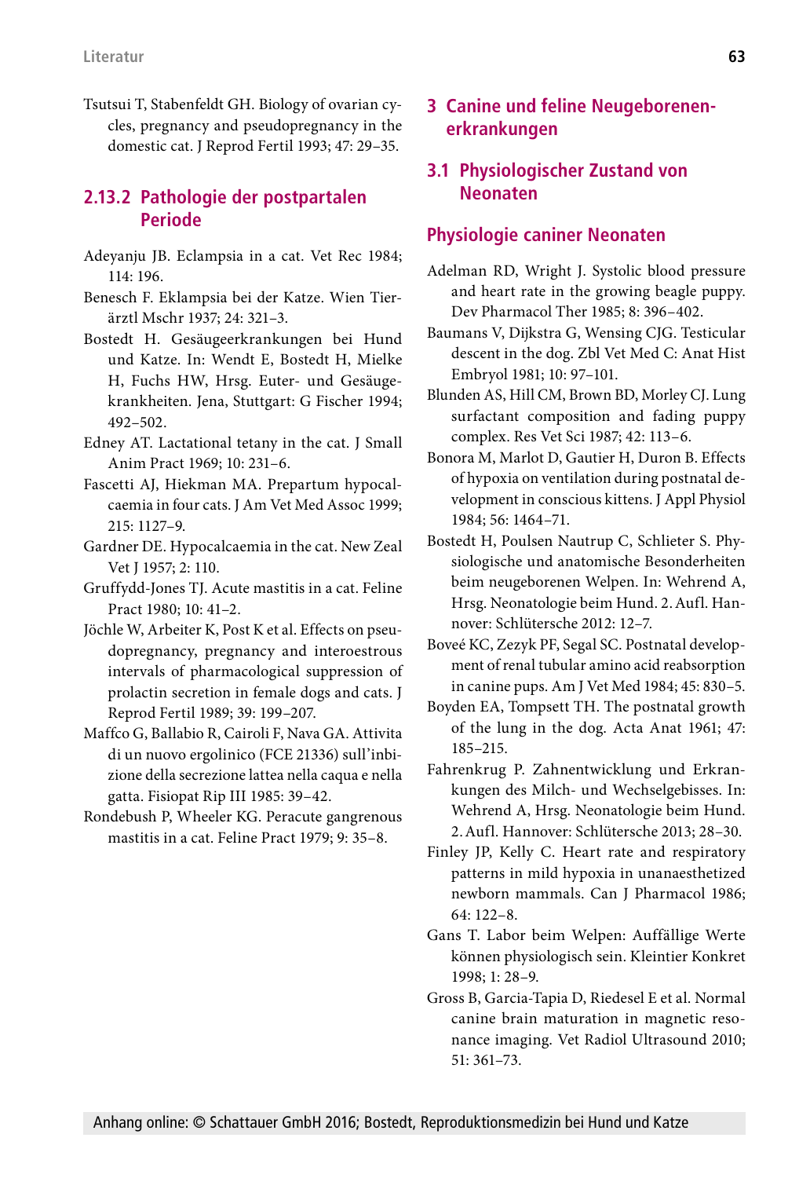Tsutsui T, Stabenfeldt GH. Biology of ovarian cycles, pregnancy and pseudopregnancy in the domestic cat. J Reprod Fertil 1993; 47: 29–35.

### 2.13.2 Pathologie der postpartalen Periode

Adeyanju JB. Eclampsia in a cat. Vet Rec 1984; 114: 196.

Benesch F. Eklampsia bei der Katze. Wien Tierärztl Mschr 1937; 24: 321–3.

Bostedt H. Gesäugeerkrankungen bei Hund und Katze. In: Wendt E, Bostedt H, Mielke H, Fuchs HW, Hrsg. Euter- und Gesäugekrankheiten. Jena, Stuttgart: G Fischer 1994; 492–502.

Edney AT. Lactational tetany in the cat. J Small Anim Pract 1969; 10: 231–6.

Fascetti AJ, Hiekman MA. Prepartum hypocalcaemia in four cats. J Am Vet Med Assoc 1999; 215: 1127–9.

Gardner DE. Hypocalcaemia in the cat. New Zeal Vet J 1957; 2: 110.

Gruffydd-Jones TJ. Acute mastitis in a cat. Feline Pract 1980; 10: 41–2.

Jöchle W, Arbeiter K, Post K et al. Effects on pseudopregnancy, pregnancy and interoestrous intervals of pharmacological suppression of prolactin secretion in female dogs and cats. J Reprod Fertil 1989; 39: 199–207.

Maffco G, Ballabio R, Cairoli F, Nava GA. Attivita di un nuovo ergolinico (FCE 21336) sull'inbizione della secrezione lattea nella caqua e nella gatta. Fisiopat Rip III 1985: 39–42.

Rondebush P, Wheeler KG. Peracute gangrenous mastitis in a cat. Feline Pract 1979; 9: 35–8.

# 3 Canine und feline Neugeborenenerkrankungen

## 3.1 Physiologischer Zustand von Neonaten

### Physiologie caniner Neonaten

Adelman RD, Wright J. Systolic blood pressure and heart rate in the growing beagle puppy. Dev Pharmacol Ther 1985; 8: 396–402.

Baumans V, Dijkstra G, Wensing CJG. Testicular descent in the dog. Zbl Vet Med C: Anat Hist Embryol 1981; 10: 97–101.

Blunden AS, Hill CM, Brown BD, Morley CJ. Lung surfactant composition and fading puppy complex. Res Vet Sci 1987; 42: 113–6.

Bonora M, Marlot D, Gautier H, Duron B. Effects of hypoxia on ventilation during postnatal development in conscious kittens. J Appl Physiol 1984; 56: 1464–71.

Bostedt H, Poulsen Nautrup C, Schlieter S. Physiologische und anatomische Besonderheiten beim neugeborenen Welpen. In: Wehrend A, Hrsg. Neonatologie beim Hund. 2. Aufl. Hannover: Schlütersche 2012: 12–7.

Boveé KC, Zezyk PF, Segal SC. Postnatal development of renal tubular amino acid reabsorption in canine pups. Am J Vet Med 1984; 45: 830–5.

Boyden EA, Tompsett TH. The postnatal growth of the lung in the dog. Acta Anat 1961; 47: 185–215.

Fahrenkrug P. Zahnentwicklung und Erkrankungen des Milch- und Wechselgebisses. In: Wehrend A, Hrsg. Neonatologie beim Hund. 2. Aufl. Hannover: Schlütersche 2013; 28–30.

Finley JP, Kelly C. Heart rate and respiratory patterns in mild hypoxia in unanaesthetized newborn mammals. Can J Pharmacol 1986; 64: 122–8.

Gans T. Labor beim Welpen: Auffällige Werte können physiologisch sein. Kleintier Konkret 1998; 1: 28–9.

Gross B, Garcia-Tapia D, Riedesel E et al. Normal canine brain maturation in magnetic resonance imaging. Vet Radiol Ultrasound 2010; 51: 361–73.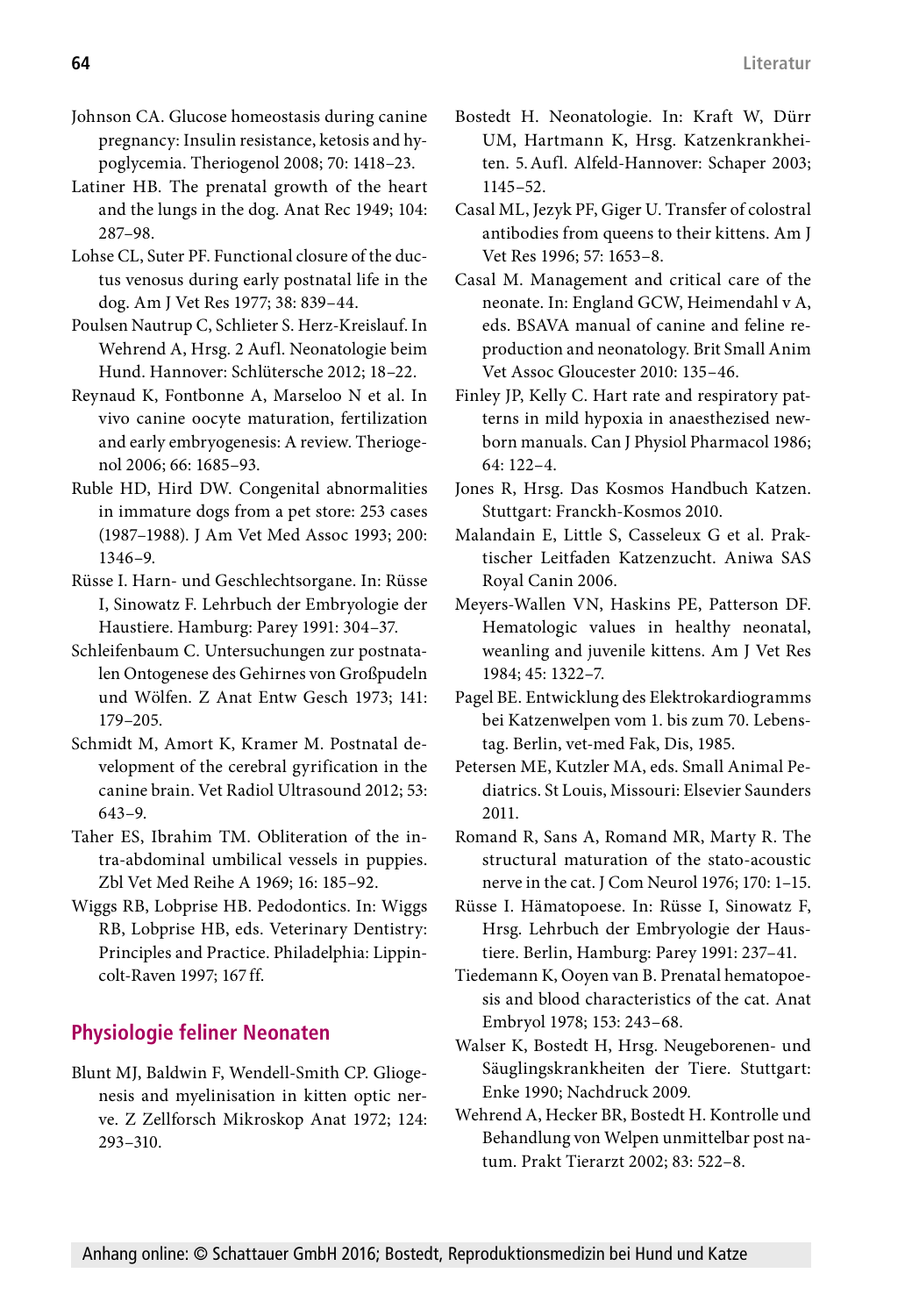Johnson CA. Glucose homeostasis during canine pregnancy: Insulin resistance, ketosis and hypoglycemia. Theriogenol 2008; 70: 1418–23.

Latiner HB. The prenatal growth of the heart and the lungs in the dog. Anat Rec 1949; 104: 287–98.

Lohse CL, Suter PF. Functional closure of the ductus venosus during early postnatal life in the dog. Am J Vet Res 1977; 38: 839–44.

Poulsen Nautrup C, Schlieter S. Herz-Kreislauf. In Wehrend A, Hrsg. 2 Aufl. Neonatologie beim Hund. Hannover: Schlütersche 2012; 18–22.

Reynaud K, Fontbonne A, Marseloo N et al. In vivo canine oocyte maturation, fertilization and early embryogenesis: A review. Theriogenol 2006; 66: 1685–93.

Ruble HD, Hird DW. Congenital abnormalities in immature dogs from a pet store: 253 cases (1987–1988). J Am Vet Med Assoc 1993; 200: 1346–9.

Rüsse I. Harn- und Geschlechtsorgane. In: Rüsse I, Sinowatz F. Lehrbuch der Embryologie der Haustiere. Hamburg: Parey 1991: 304–37.

Schleifenbaum C. Untersuchungen zur postnatalen Ontogenese des Gehirnes von Großpudeln und Wölfen. Z Anat Entw Gesch 1973; 141: 179–205.

Schmidt M, Amort K, Kramer M. Postnatal development of the cerebral gyrification in the canine brain. Vet Radiol Ultrasound 2012; 53: 643–9.

Taher ES, Ibrahim TM. Obliteration of the intra-abdominal umbilical vessels in puppies. Zbl Vet Med Reihe A 1969; 16: 185–92.

Wiggs RB, Lobprise HB. Pedodontics. In: Wiggs RB, Lobprise HB, eds. Veterinary Dentistry: Principles and Practice. Philadelphia: Lippincolt-Raven 1997; 167 ff.

## Physiologie feliner Neonaten

Blunt MJ, Baldwin F, Wendell-Smith CP. Gliogenesis and myelinisation in kitten optic nerve. Z Zellforsch Mikroskop Anat 1972; 124: 293–310.

Bostedt H. Neonatologie. In: Kraft W, Dürr UM, Hartmann K, Hrsg. Katzenkrankheiten. 5. Aufl. Alfeld-Hannover: Schaper 2003; 1145–52.

Casal ML, Jezyk PF, Giger U. Transfer of colostral antibodies from queens to their kittens. Am J Vet Res 1996; 57: 1653–8.

Casal M. Management and critical care of the neonate. In: England GCW, Heimendahl v A, eds. BSAVA manual of canine and feline reproduction and neonatology. Brit Small Anim Vet Assoc Gloucester 2010: 135–46.

Finley JP, Kelly C. Hart rate and respiratory patterns in mild hypoxia in anaesthezised newborn manuals. Can J Physiol Pharmacol 1986; 64: 122–4.

Jones R, Hrsg. Das Kosmos Handbuch Katzen. Stuttgart: Franckh-Kosmos 2010.

Malandain E, Little S, Casseleux G et al. Praktischer Leitfaden Katzenzucht. Aniwa SAS Royal Canin 2006.

Meyers-Wallen VN, Haskins PE, Patterson DF. Hematologic values in healthy neonatal, weanling and juvenile kittens. Am J Vet Res 1984; 45: 1322–7.

Pagel BE. Entwicklung des Elektrokardiogramms bei Katzenwelpen vom 1. bis zum 70. Lebenstag. Berlin, vet-med Fak, Dis, 1985.

Petersen ME, Kutzler MA, eds. Small Animal Pediatrics. St Louis, Missouri: Elsevier Saunders 2011.

Romand R, Sans A, Romand MR, Marty R. The structural maturation of the stato-acoustic nerve in the cat. J Com Neurol 1976; 170: 1–15.

Rüsse I. Hämatopoese. In: Rüsse I, Sinowatz F, Hrsg. Lehrbuch der Embryologie der Haustiere. Berlin, Hamburg: Parey 1991: 237–41.

Tiedemann K, Ooyen van B. Prenatal hematopoesis and blood characteristics of the cat. Anat Embryol 1978; 153: 243–68.

Walser K, Bostedt H, Hrsg. Neugeborenen- und Säuglingskrankheiten der Tiere. Stuttgart: Enke 1990; Nachdruck 2009.

Wehrend A, Hecker BR, Bostedt H. Kontrolle und Behandlung von Welpen unmittelbar post natum. Prakt Tierarzt 2002; 83: 522–8.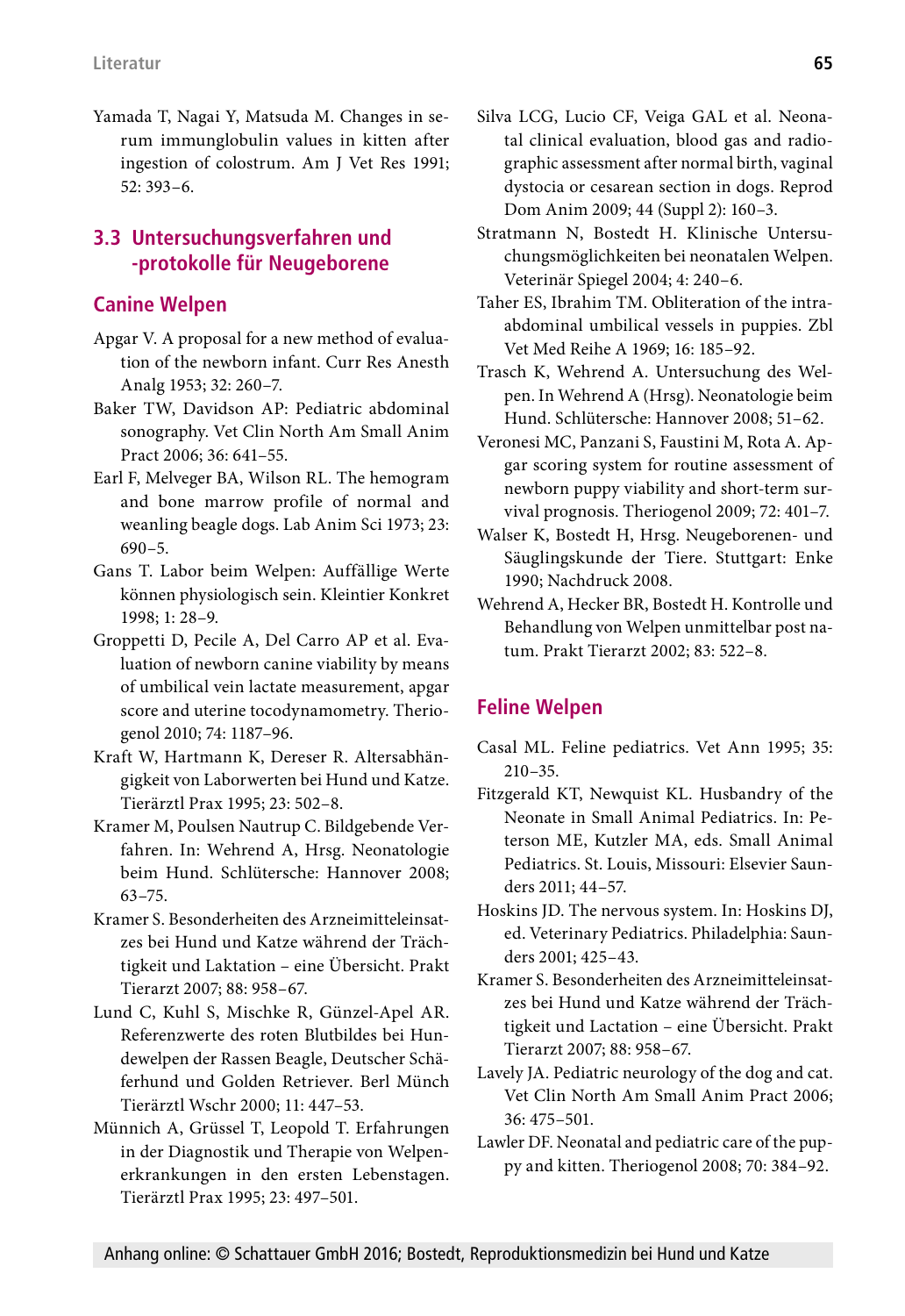Yamada T, Nagai Y, Matsuda M. Changes in serum immunglobulin values in kitten after ingestion of colostrum. Am J Vet Res 1991; 52: 393–6.

## 3.3 Untersuchungsverfahren und -protokolle für Neugeborene

### Canine Welpen

Apgar V. A proposal for a new method of evaluation of the newborn infant. Curr Res Anesth Analg 1953; 32: 260–7.

Baker TW, Davidson AP: Pediatric abdominal sonography. Vet Clin North Am Small Anim Pract 2006; 36: 641–55.

Earl F, Melveger BA, Wilson RL. The hemogram and bone marrow profile of normal and weanling beagle dogs. Lab Anim Sci 1973; 23: 690–5.

Gans T. Labor beim Welpen: Auffällige Werte können physiologisch sein. Kleintier Konkret 1998; 1: 28–9.

Groppetti D, Pecile A, Del Carro AP et al. Evaluation of newborn canine viability by means of umbilical vein lactate measurement, apgar score and uterine tocodynamometry. Theriogenol 2010; 74: 1187–96.

Kraft W, Hartmann K, Dereser R. Altersabhängigkeit von Laborwerten bei Hund und Katze. Tierärztl Prax 1995; 23: 502–8.

Kramer M, Poulsen Nautrup C. Bildgebende Verfahren. In: Wehrend A, Hrsg. Neonatologie beim Hund. Schlütersche: Hannover 2008; 63–75.

Kramer S. Besonderheiten des Arzneimitteleinsatzes bei Hund und Katze während der Trächtigkeit und Laktation – eine Übersicht. Prakt Tierarzt 2007; 88: 958–67.

Lund C, Kuhl S, Mischke R, Günzel-Apel AR. Referenzwerte des roten Blutbildes bei Hundewelpen der Rassen Beagle, Deutscher Schäferhund und Golden Retriever. Berl Münch Tierärztl Wschr 2000; 11: 447–53.

Münnich A, Grüssel T, Leopold T. Erfahrungen in der Diagnostik und Therapie von Welpenerkrankungen in den ersten Lebenstagen. Tierärztl Prax 1995; 23: 497–501.

Silva LCG, Lucio CF, Veiga GAL et al. Neonatal clinical evaluation, blood gas and radiographic assessment after normal birth, vaginal dystocia or cesarean section in dogs. Reprod Dom Anim 2009; 44 (Suppl 2): 160–3.

Stratmann N, Bostedt H. Klinische Untersuchungsmöglichkeiten bei neonatalen Welpen. Veterinär Spiegel 2004; 4: 240–6.

Taher ES, Ibrahim TM. Obliteration of the intraabdominal umbilical vessels in puppies. Zbl Vet Med Reihe A 1969; 16: 185–92.

Trasch K, Wehrend A. Untersuchung des Welpen. In Wehrend A (Hrsg). Neonatologie beim Hund. Schlütersche: Hannover 2008; 51–62.

Veronesi MC, Panzani S, Faustini M, Rota A. Apgar scoring system for routine assessment of newborn puppy viability and short-term survival prognosis. Theriogenol 2009; 72: 401–7.

Walser K, Bostedt H, Hrsg. Neugeborenen- und Säuglingskunde der Tiere. Stuttgart: Enke 1990; Nachdruck 2008.

Wehrend A, Hecker BR, Bostedt H. Kontrolle und Behandlung von Welpen unmittelbar post natum. Prakt Tierarzt 2002; 83: 522–8.

### Feline Welpen

Casal ML. Feline pediatrics. Vet Ann 1995; 35: 210–35.

Fitzgerald KT, Newquist KL. Husbandry of the Neonate in Small Animal Pediatrics. In: Peterson ME, Kutzler MA, eds. Small Animal Pediatrics. St. Louis, Missouri: Elsevier Saunders 2011; 44–57.

Hoskins JD. The nervous system. In: Hoskins DJ, ed. Veterinary Pediatrics. Philadelphia: Saunders 2001; 425–43.

Kramer S. Besonderheiten des Arzneimitteleinsatzes bei Hund und Katze während der Trächtigkeit und Lactation – eine Übersicht. Prakt Tierarzt 2007; 88: 958–67.

Lavely JA. Pediatric neurology of the dog and cat. Vet Clin North Am Small Anim Pract 2006; 36: 475–501.

Lawler DF. Neonatal and pediatric care of the puppy and kitten. Theriogenol 2008; 70: 384–92.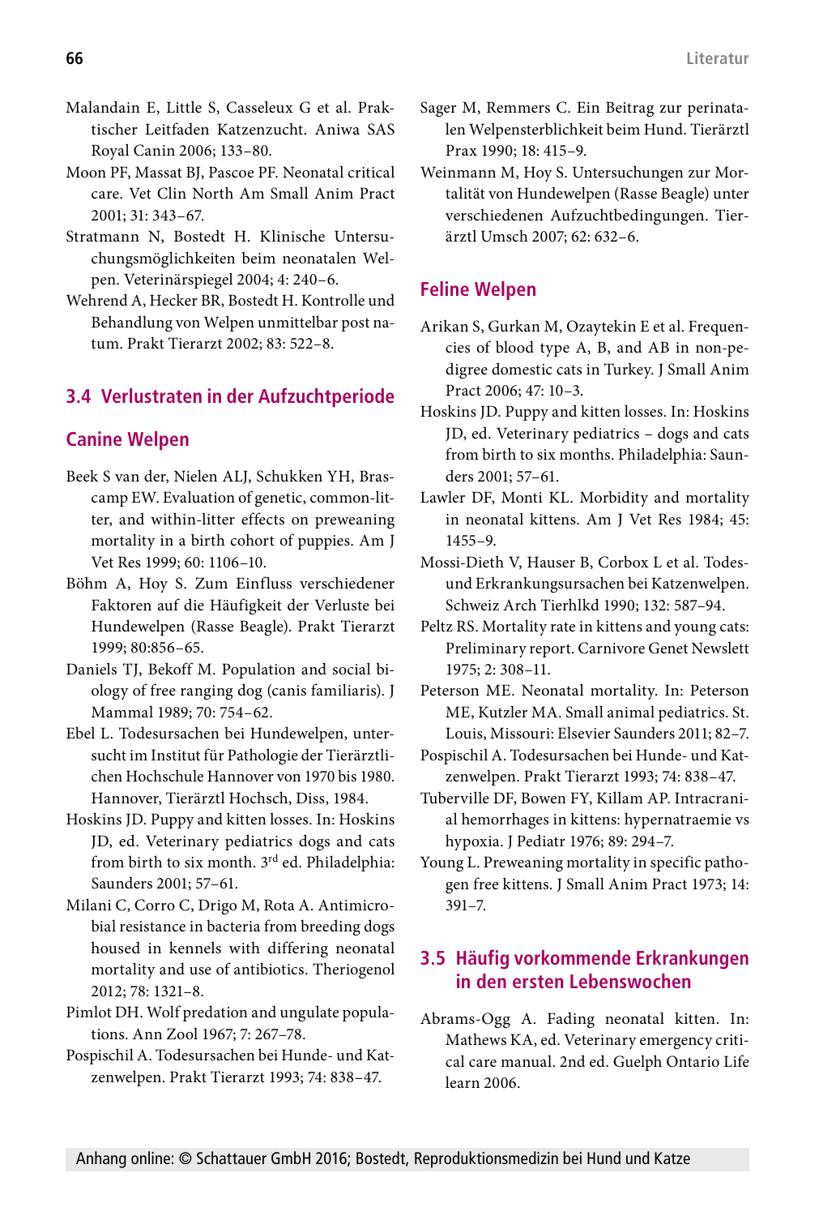Malandain E, Little S, Casseleux G et al. Praktischer Leitfaden Katzenzucht. Aniwa SAS Royal Canin 2006; 133–80.

Moon PF, Massat BJ, Pascoe PF. Neonatal critical care. Vet Clin North Am Small Anim Pract 2001; 31: 343–67.

Stratmann N, Bostedt H. Klinische Untersuchungsmöglichkeiten beim neonatalen Welpen. Veterinärspiegel 2004; 4: 240–6.

Wehrend A, Hecker BR, Bostedt H. Kontrolle und Behandlung von Welpen unmittelbar post natum. Prakt Tierarzt 2002; 83: 522–8.

## 3.4 Verlustraten in der Aufzuchtperiode

### Canine Welpen

Beek S van der, Nielen ALJ, Schukken YH, Brascamp EW. Evaluation of genetic, common-litter, and within-litter effects on preweaning mortality in a birth cohort of puppies. Am J Vet Res 1999; 60: 1106–10.

Böhm A, Hoy S. Zum Einfluss verschiedener Faktoren auf die Häufigkeit der Verluste bei Hundewelpen (Rasse Beagle). Prakt Tierarzt 1999; 80:856–65.

Daniels TJ, Bekoff M. Population and social biology of free ranging dog (canis familiaris). J Mammal 1989; 70: 754–62.

Ebel L. Todesursachen bei Hundewelpen, untersucht im Institut für Pathologie der Tierärztlichen Hochschule Hannover von 1970 bis 1980. Hannover, Tierärztl Hochsch, Diss, 1984.

Hoskins JD. Puppy and kitten losses. In: Hoskins JD, ed. Veterinary pediatrics dogs and cats from birth to six month. 3rd ed. Philadelphia: Saunders 2001; 57–61.

Milani C, Corro C, Drigo M, Rota A. Antimicrobial resistance in bacteria from breeding dogs housed in kennels with differing neonatal mortality and use of antibiotics. Theriogenol 2012; 78: 1321–8.

Pimlot DH. Wolf predation and ungulate populations. Ann Zool 1967; 7: 267–78.

Pospischil A. Todesursachen bei Hunde- und Katzenwelpen. Prakt Tierarzt 1993; 74: 838–47.

Sager M, Remmers C. Ein Beitrag zur perinatalen Welpensterblichkeit beim Hund. Tierärztl Prax 1990; 18: 415–9.

Weinmann M, Hoy S. Untersuchungen zur Mortalität von Hundewelpen (Rasse Beagle) unter verschiedenen Aufzuchtbedingungen. Tierärztl Umsch 2007; 62: 632–6.

### Feline Welpen

Arikan S, Gurkan M, Ozaytekin E et al. Frequencies of blood type A, B, and AB in non-pedigree domestic cats in Turkey. J Small Anim Pract 2006; 47: 10–3.

Hoskins JD. Puppy and kitten losses. In: Hoskins JD, ed. Veterinary pediatrics – dogs and cats from birth to six months. Philadelphia: Saunders 2001; 57–61.

Lawler DF, Monti KL. Morbidity and mortality in neonatal kittens. Am J Vet Res 1984; 45: 1455–9.

Mossi-Dieth V, Hauser B, Corbox L et al. Todes- und Erkrankungsursachen bei Katzenwelpen. Schweiz Arch Tierhlkd 1990; 132: 587–94.

Peltz RS. Mortality rate in kittens and young cats: Preliminary report. Carnivore Genet Newslett 1975; 2: 308–11.

Peterson ME. Neonatal mortality. In: Peterson ME, Kutzler MA. Small animal pediatrics. St. Louis, Missouri: Elsevier Saunders 2011; 82–7.

Pospischil A. Todesursachen bei Hunde- und Katzenwelpen. Prakt Tierarzt 1993; 74: 838–47.

Tuberville DF, Bowen FY, Killam AP. Intracranial hemorrhages in kittens: hypernatraemie vs hypoxia. J Pediatr 1976; 89: 294–7.

Young L. Preweaning mortality in specific pathogen free kittens. J Small Anim Pract 1973; 14: 391–7.

## 3.5 Häufig vorkommende Erkrankungen in den ersten Lebenswochen

Abrams-Ogg A. Fading neonatal kitten. In: Mathews KA, ed. Veterinary emergency critical care manual. 2nd ed. Guelph Ontario Life learn 2006.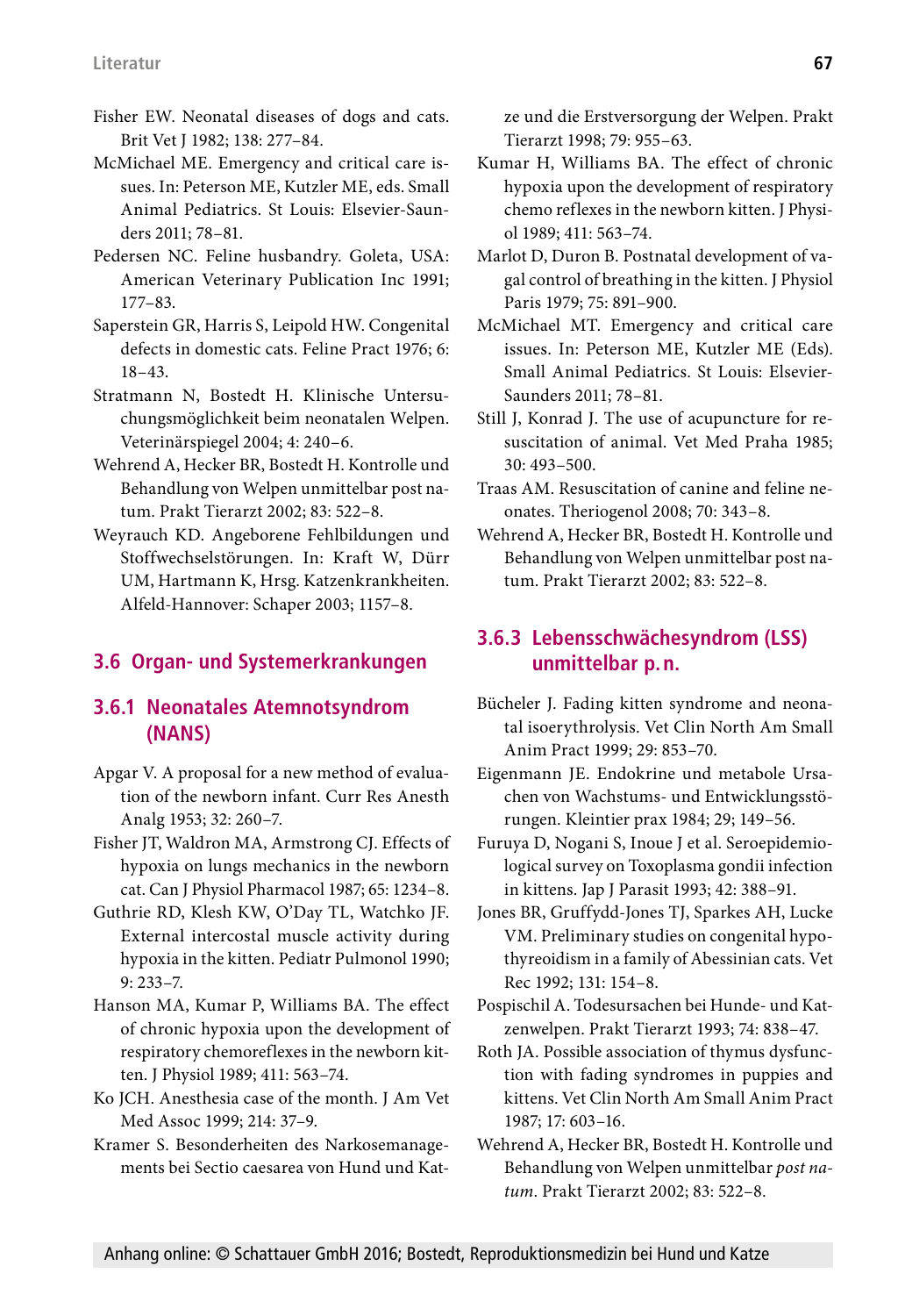Fisher EW. Neonatal diseases of dogs and cats. Brit Vet J 1982; 138: 277–84.

McMichael ME. Emergency and critical care issues. In: Peterson ME, Kutzler ME, eds. Small Animal Pediatrics. St Louis: Elsevier-Saunders 2011; 78–81.

Pedersen NC. Feline husbandry. Goleta, USA: American Veterinary Publication Inc 1991; 177–83.

Saperstein GR, Harris S, Leipold HW. Congenital defects in domestic cats. Feline Pract 1976; 6: 18–43.

Stratmann N, Bostedt H. Klinische Untersuchungsmöglichkeit beim neonatalen Welpen. Veterinärspiegel 2004; 4: 240–6.

Wehrend A, Hecker BR, Bostedt H. Kontrolle und Behandlung von Welpen unmittelbar post natum. Prakt Tierarzt 2002; 83: 522–8.

Weyrauch KD. Angeborene Fehlbildungen und Stoffwechselstörungen. In: Kraft W, Dürr UM, Hartmann K, Hrsg. Katzenkrankheiten. Alfeld-Hannover: Schaper 2003; 1157–8.

## 3.6 Organ- und Systemerkrankungen

### 3.6.1 Neonatales Atemnotsyndrom (NANS)

Apgar V. A proposal for a new method of evaluation of the newborn infant. Curr Res Anesth Analg 1953; 32: 260–7.

Fisher JT, Waldron MA, Armstrong CJ. Effects of hypoxia on lungs mechanics in the newborn cat. Can J Physiol Pharmacol 1987; 65: 1234–8.

Guthrie RD, Klesh KW, O'Day TL, Watchko JF. External intercostal muscle activity during hypoxia in the kitten. Pediatr Pulmonol 1990; 9: 233–7.

Hanson MA, Kumar P, Williams BA. The effect of chronic hypoxia upon the development of respiratory chemoreflexes in the newborn kitten. J Physiol 1989; 411: 563–74.

Ko JCH. Anesthesia case of the month. J Am Vet Med Assoc 1999; 214: 37–9.

Kramer S. Besonderheiten des Narkosemanagements bei Sectio caesarea von Hund und Katze und die Erstversorgung der Welpen. Prakt Tierarzt 1998; 79: 955–63.

Kumar H, Williams BA. The effect of chronic hypoxia upon the development of respiratory chemo reflexes in the newborn kitten. J Physiol 1989; 411: 563–74.

Marlot D, Duron B. Postnatal development of vagal control of breathing in the kitten. J Physiol Paris 1979; 75: 891–900.

McMichael MT. Emergency and critical care issues. In: Peterson ME, Kutzler ME (Eds). Small Animal Pediatrics. St Louis: Elsevier-Saunders 2011; 78–81.

Still J, Konrad J. The use of acupuncture for resuscitation of animal. Vet Med Praha 1985; 30: 493–500.

Traas AM. Resuscitation of canine and feline neonates. Theriogenol 2008; 70: 343–8.

Wehrend A, Hecker BR, Bostedt H. Kontrolle und Behandlung von Welpen unmittelbar post natum. Prakt Tierarzt 2002; 83: 522–8.

### 3.6.3 Lebensschwächesyndrom (LSS) unmittelbar p. n.

Bücheler J. Fading kitten syndrome and neonatal isoerythrolysis. Vet Clin North Am Small Anim Pract 1999; 29: 853–70.

Eigenmann JE. Endokrine und metabole Ursachen von Wachstums- und Entwicklungsstörungen. Kleintier prax 1984; 29; 149–56.

Furuya D, Nogani S, Inoue J et al. Seroepidemiological survey on Toxoplasma gondii infection in kittens. Jap J Parasit 1993; 42: 388–91.

Jones BR, Gruffydd-Jones TJ, Sparkes AH, Lucke VM. Preliminary studies on congenital hypothyreoidism in a family of Abessinian cats. Vet Rec 1992; 131: 154–8.

Pospischil A. Todesursachen bei Hunde- und Katzenwelpen. Prakt Tierarzt 1993; 74: 838–47.

Roth JA. Possible association of thymus dysfunction with fading syndromes in puppies and kittens. Vet Clin North Am Small Anim Pract 1987; 17: 603–16.

Wehrend A, Hecker BR, Bostedt H. Kontrolle und Behandlung von Welpen unmittelbar *post natum*. Prakt Tierarzt 2002; 83: 522–8.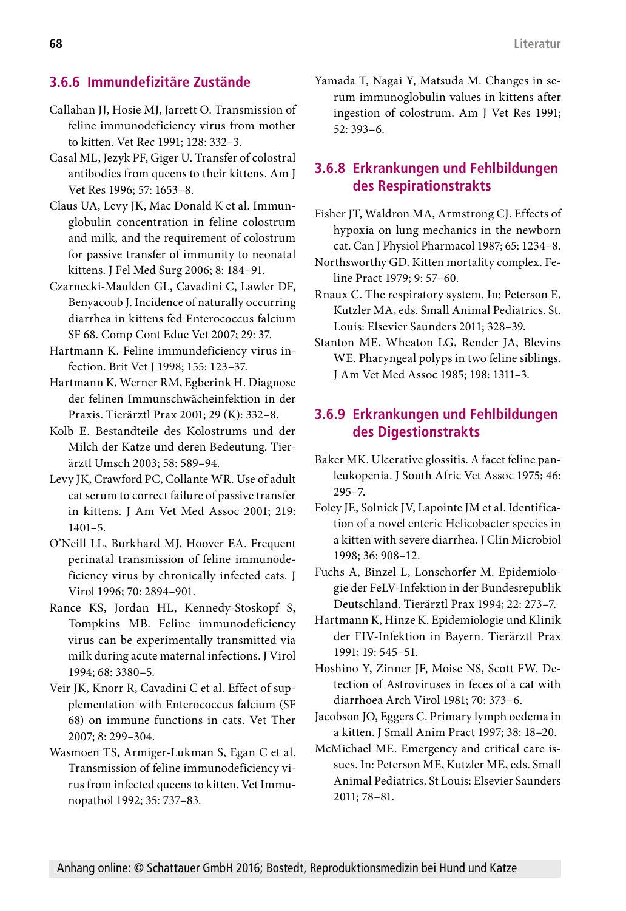### 3.6.6 Immundefizitäre Zustände

Callahan JJ, Hosie MJ, Jarrett O. Transmission of feline immunodeficiency virus from mother to kitten. Vet Rec 1991; 128: 332–3.

Casal ML, Jezyk PF, Giger U. Transfer of colostral antibodies from queens to their kittens. Am J Vet Res 1996; 57: 1653–8.

Claus UA, Levy JK, Mac Donald K et al. Immunglobulin concentration in feline colostrum and milk, and the requirement of colostrum for passive transfer of immunity to neonatal kittens. J Fel Med Surg 2006; 8: 184–91.

Czarnecki-Maulden GL, Cavadini C, Lawler DF, Benyacoub J. Incidence of naturally occurring diarrhea in kittens fed Enterococcus falcium SF 68. Comp Cont Edue Vet 2007; 29: 37.

Hartmann K. Feline immundeficiency virus infection. Brit Vet J 1998; 155: 123–37.

Hartmann K, Werner RM, Egberink H. Diagnose der felinen Immunschwächeinfektion in der Praxis. Tierärztl Prax 2001; 29 (K): 332–8.

Kolb E. Bestandteile des Kolostrums und der Milch der Katze und deren Bedeutung. Tierärztl Umsch 2003; 58: 589–94.

Levy JK, Crawford PC, Collante WR. Use of adult cat serum to correct failure of passive transfer in kittens. J Am Vet Med Assoc 2001; 219: 1401–5.

O'Neill LL, Burkhard MJ, Hoover EA. Frequent perinatal transmission of feline immunodeficiency virus by chronically infected cats. J Virol 1996; 70: 2894–901.

Rance KS, Jordan HL, Kennedy-Stoskopf S, Tompkins MB. Feline immunodeficiency virus can be experimentally transmitted via milk during acute maternal infections. J Virol 1994; 68: 3380–5.

Veir JK, Knorr R, Cavadini C et al. Effect of supplementation with Enterococcus falcium (SF 68) on immune functions in cats. Vet Ther 2007; 8: 299–304.

Wasmoen TS, Armiger-Lukman S, Egan C et al. Transmission of feline immunodeficiency virus from infected queens to kitten. Vet Immunopathol 1992; 35: 737–83.

Yamada T, Nagai Y, Matsuda M. Changes in serum immunoglobulin values in kittens after ingestion of colostrum. Am J Vet Res 1991; 52: 393–6.

### 3.6.8 Erkrankungen und Fehlbildungen des Respirationstrakts

Fisher JT, Waldron MA, Armstrong CJ. Effects of hypoxia on lung mechanics in the newborn cat. Can J Physiol Pharmacol 1987; 65: 1234–8.

Northsworthy GD. Kitten mortality complex. Feline Pract 1979; 9: 57–60.

Rnaux C. The respiratory system. In: Peterson E, Kutzler MA, eds. Small Animal Pediatrics. St. Louis: Elsevier Saunders 2011; 328–39.

Stanton ME, Wheaton LG, Render JA, Blevins WE. Pharyngeal polyps in two feline siblings. J Am Vet Med Assoc 1985; 198: 1311–3.

### 3.6.9 Erkrankungen und Fehlbildungen des Digestionstrakts

Baker MK. Ulcerative glossitis. A facet feline panleukopenia. J South Afric Vet Assoc 1975; 46: 295–7.

Foley JE, Solnick JV, Lapointe JM et al. Identification of a novel enteric Helicobacter species in a kitten with severe diarrhea. J Clin Microbiol 1998; 36: 908–12.

Fuchs A, Binzel L, Lonschorfer M. Epidemiologie der FeLV-Infektion in der Bundesrepublik Deutschland. Tierärztl Prax 1994; 22: 273–7.

Hartmann K, Hinze K. Epidemiologie und Klinik der FIV-Infektion in Bayern. Tierärztl Prax 1991; 19: 545–51.

Hoshino Y, Zinner JF, Moise NS, Scott FW. Detection of Astroviruses in feces of a cat with diarrhoea Arch Virol 1981; 70: 373–6.

Jacobson JO, Eggers C. Primary lymph oedema in a kitten. J Small Anim Pract 1997; 38: 18–20.

McMichael ME. Emergency and critical care issues. In: Peterson ME, Kutzler ME, eds. Small Animal Pediatrics. St Louis: Elsevier Saunders 2011; 78–81.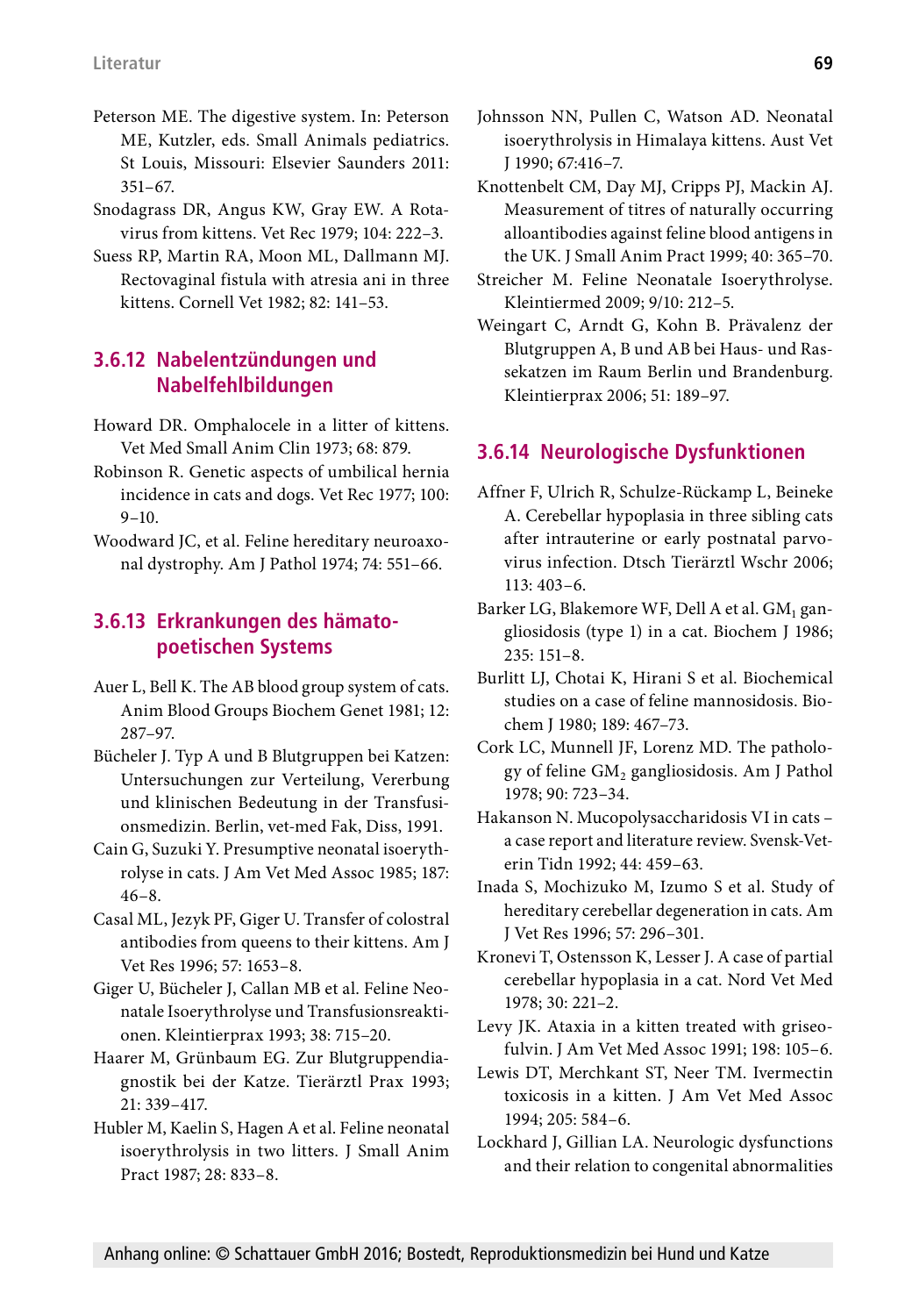Peterson ME. The digestive system. In: Peterson ME, Kutzler, eds. Small Animals pediatrics. St Louis, Missouri: Elsevier Saunders 2011: 351–67.

Snodagrass DR, Angus KW, Gray EW. A Rotavirus from kittens. Vet Rec 1979; 104: 222–3.

Suess RP, Martin RA, Moon ML, Dallmann MJ. Rectovaginal fistula with atresia ani in three kittens. Cornell Vet 1982; 82: 141–53.

## 3.6.12 Nabelentzündungen und Nabelfehlbildungen

Howard DR. Omphalocele in a litter of kittens. Vet Med Small Anim Clin 1973; 68: 879.

Robinson R. Genetic aspects of umbilical hernia incidence in cats and dogs. Vet Rec 1977; 100: 9–10.

Woodward JC, et al. Feline hereditary neuroaxonal dystrophy. Am J Pathol 1974; 74: 551–66.

## 3.6.13 Erkrankungen des hämatopoetischen Systems

Auer L, Bell K. The AB blood group system of cats. Anim Blood Groups Biochem Genet 1981; 12: 287–97.

Bücheler J. Typ A und B Blutgruppen bei Katzen: Untersuchungen zur Verteilung, Vererbung und klinischen Bedeutung in der Transfusionsmedizin. Berlin, vet-med Fak, Diss, 1991.

Cain G, Suzuki Y. Presumptive neonatal isoerythrolyse in cats. J Am Vet Med Assoc 1985; 187: 46–8.

Casal ML, Jezyk PF, Giger U. Transfer of colostral antibodies from queens to their kittens. Am J Vet Res 1996; 57: 1653–8.

Giger U, Bücheler J, Callan MB et al. Feline Neonatale Isoerythrolyse und Transfusionsreaktionen. Kleintierprax 1993; 38: 715–20.

Haarer M, Grünbaum EG. Zur Blutgruppendiagnostik bei der Katze. Tierärztl Prax 1993; 21: 339–417.

Hubler M, Kaelin S, Hagen A et al. Feline neonatal isoerythrolysis in two litters. J Small Anim Pract 1987; 28: 833–8.

Johnsson NN, Pullen C, Watson AD. Neonatal isoerythrolysis in Himalaya kittens. Aust Vet J 1990; 67:416–7.

Knottenbelt CM, Day MJ, Cripps PJ, Mackin AJ. Measurement of titres of naturally occurring alloantibodies against feline blood antigens in the UK. J Small Anim Pract 1999; 40: 365–70.

Streicher M. Feline Neonatale Isoerythrolyse. Kleintiermed 2009; 9/10: 212–5.

Weingart C, Arndt G, Kohn B. Prävalenz der Blutgruppen A, B und AB bei Haus- und Rassekatzen im Raum Berlin und Brandenburg. Kleintierprax 2006; 51: 189–97.

## 3.6.14 Neurologische Dysfunktionen

Affner F, Ulrich R, Schulze-Rückamp L, Beineke A. Cerebellar hypoplasia in three sibling cats after intrauterine or early postnatal parvovirus infection. Dtsch Tierärztl Wschr 2006; 113: 403–6.

Barker LG, Blakemore WF, Dell A et al. $GM_1$ gangliosidosis (type 1) in a cat. Biochem J 1986; 235: 151–8.

Burlitt LJ, Chotai K, Hirani S et al. Biochemical studies on a case of feline mannosidosis. Biochem J 1980; 189: 467–73.

Cork LC, Munnell JF, Lorenz MD. The pathology of feline $GM_2$ gangliosidosis. Am J Pathol 1978; 90: 723–34.

Hakanson N. Mucopolysaccharidosis VI in cats – a case report and literature review. Svensk-Veterin Tidn 1992; 44: 459–63.

Inada S, Mochizuko M, Izumo S et al. Study of hereditary cerebellar degeneration in cats. Am J Vet Res 1996; 57: 296–301.

Kronevi T, Ostensson K, Lesser J. A case of partial cerebellar hypoplasia in a cat. Nord Vet Med 1978; 30: 221–2.

Levy JK. Ataxia in a kitten treated with griseofulvin. J Am Vet Med Assoc 1991; 198: 105–6.

Lewis DT, Merchkant ST, Neer TM. Ivermectin toxicosis in a kitten. J Am Vet Med Assoc 1994; 205: 584–6.

Lockhard J, Gillian LA. Neurologic dysfunctions and their relation to congenital abnormalities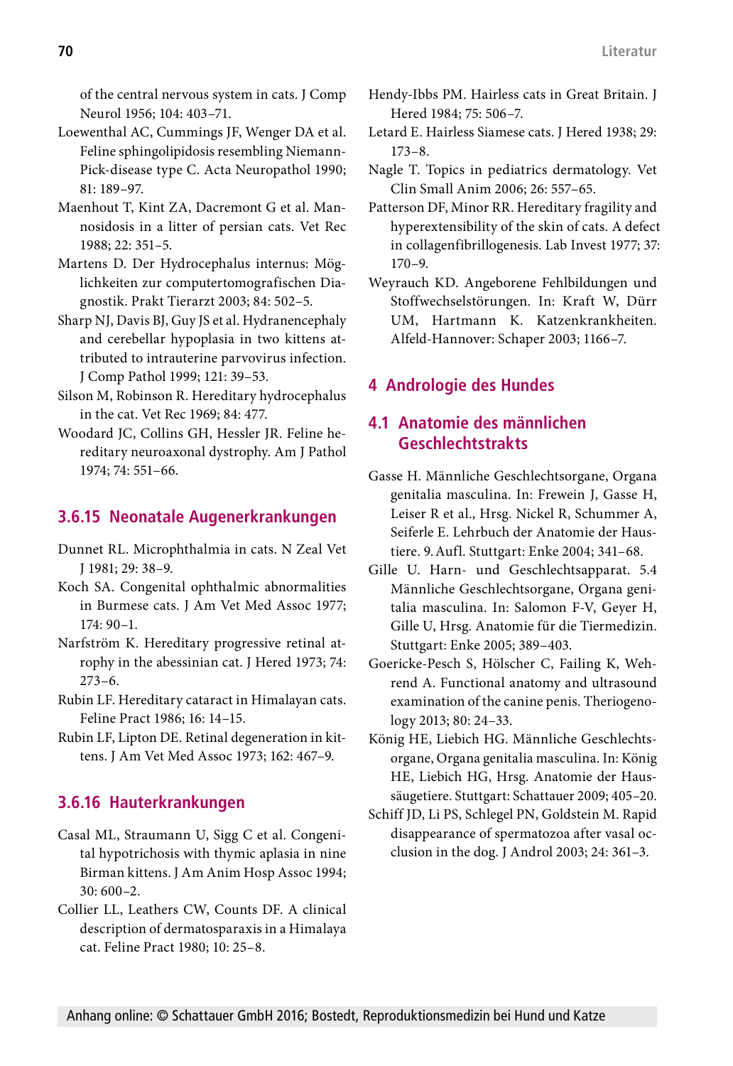of the central nervous system in cats. J Comp Neurol 1956; 104: 403–71.

Loewenthal AC, Cummings JF, Wenger DA et al. Feline sphingolipidosis resembling Niemann-Pick-disease type C. Acta Neuropathol 1990; 81: 189–97.

Maenhout T, Kint ZA, Dacremont G et al. Mannosidosis in a litter of persian cats. Vet Rec 1988; 22: 351–5.

Martens D. Der Hydrocephalus internus: Möglichkeiten zur computertomografischen Diagnostik. Prakt Tierarzt 2003; 84: 502–5.

Sharp NJ, Davis BJ, Guy JS et al. Hydranencephaly and cerebellar hypoplasia in two kittens attributed to intrauterine parvovirus infection. J Comp Pathol 1999; 121: 39–53.

Silson M, Robinson R. Hereditary hydrocephalus in the cat. Vet Rec 1969; 84: 477.

Woodard JC, Collins GH, Hessler JR. Feline hereditary neuroaxonal dystrophy. Am J Pathol 1974; 74: 551–66.

### 3.6.15 Neonatale Augenerkrankungen

Dunnet RL. Microphthalmia in cats. N Zeal Vet J 1981; 29: 38–9.

Koch SA. Congenital ophthalmic abnormalities in Burmese cats. J Am Vet Med Assoc 1977; 174: 90–1.

Narfström K. Hereditary progressive retinal atrophy in the abessinian cat. J Hered 1973; 74: 273–6.

Rubin LF. Hereditary cataract in Himalayan cats. Feline Pract 1986; 16: 14–15.

Rubin LF, Lipton DE. Retinal degeneration in kittens. J Am Vet Med Assoc 1973; 162: 467–9.

### 3.6.16 Hauterkrankungen

Casal ML, Straumann U, Sigg C et al. Congenital hypotrichosis with thymic aplasia in nine Birman kittens. J Am Anim Hosp Assoc 1994; 30: 600–2.

Collier LL, Leathers CW, Counts DF. A clinical description of dermatosparaxis in a Himalaya cat. Feline Pract 1980; 10: 25–8.

Hendy-Ibbs PM. Hairless cats in Great Britain. J Hered 1984; 75: 506–7.

Letard E. Hairless Siamese cats. J Hered 1938; 29: 173–8.

Nagle T. Topics in pediatrics dermatology. Vet Clin Small Anim 2006; 26: 557–65.

Patterson DF, Minor RR. Hereditary fragility and hyperextensibility of the skin of cats. A defect in collagenfibrillogenesis. Lab Invest 1977; 37: 170–9.

Weyrauch KD. Angeborene Fehlbildungen und Stoffwechselstörungen. In: Kraft W, Dürr UM, Hartmann K. Katzenkrankheiten. Alfeld-Hannover: Schaper 2003; 1166–7.

## 4 Andrologie des Hundes

### 4.1 Anatomie des männlichen Geschlechtstrakts

Gasse H. Männliche Geschlechtsorgane, Organa genitalia masculina. In: Frewein J, Gasse H, Leiser R et al., Hrsg. Nickel R, Schummer A, Seiferle E. Lehrbuch der Anatomie der Haustiere. 9. Aufl. Stuttgart: Enke 2004; 341–68.

Gille U. Harn- und Geschlechtsapparat. 5.4 Männliche Geschlechtsorgane, Organa genitalia masculina. In: Salomon F-V, Geyer H, Gille U, Hrsg. Anatomie für die Tiermedizin. Stuttgart: Enke 2005; 389–403.

Goericke-Pesch S, Hölscher C, Failing K, Wehrend A. Functional anatomy and ultrasound examination of the canine penis. Theriogenology 2013; 80: 24–33.

König HE, Liebich HG. Männliche Geschlechtsorgane, Organa genitalia masculina. In: König HE, Liebich HG, Hrsg. Anatomie der Haussäugetiere. Stuttgart: Schattauer 2009; 405–20.

Schiff JD, Li PS, Schlegel PN, Goldstein M. Rapid disappearance of spermatozoa after vasal occlusion in the dog. J Androl 2003; 24: 361–3.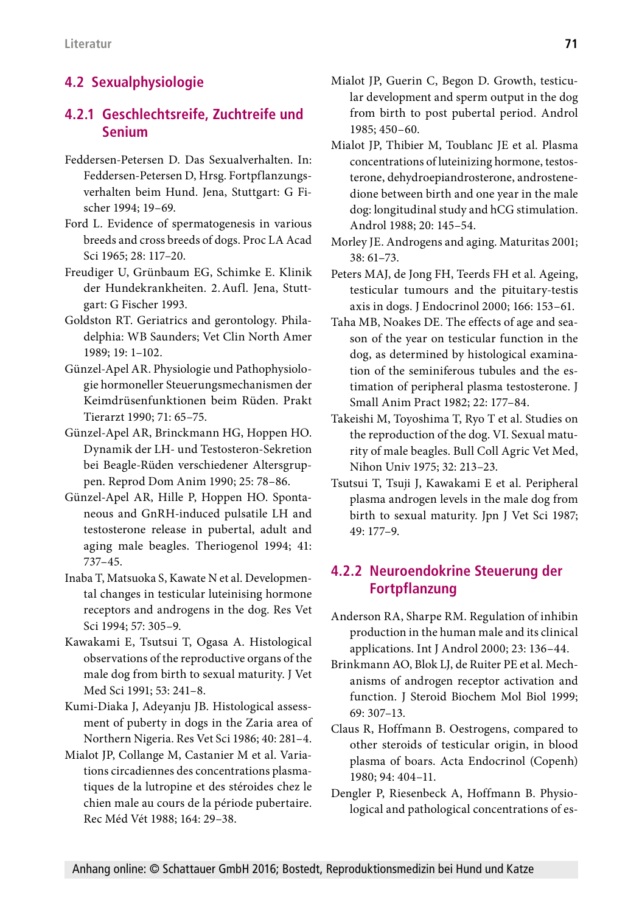## 4.2 Sexualphysiologie

### 4.2.1 Geschlechtsreife, Zuchtreife und Senium

Feddersen-Petersen D. Das Sexualverhalten. In: Feddersen-Petersen D, Hrsg. Fortpflanzungsverhalten beim Hund. Jena, Stuttgart: G Fischer 1994; 19–69.

Ford L. Evidence of spermatogenesis in various breeds and cross breeds of dogs. Proc LA Acad Sci 1965; 28: 117–20.

Freudiger U, Grünbaum EG, Schimke E. Klinik der Hundekrankheiten. 2. Aufl. Jena, Stuttgart: G Fischer 1993.

Goldston RT. Geriatrics and gerontology. Philadelphia: WB Saunders; Vet Clin North Amer 1989; 19: 1–102.

Günzel-Apel AR. Physiologie und Pathophysiologie hormoneller Steuerungsmechanismen der Keimdrüsenfunktionen beim Rüden. Prakt Tierarzt 1990; 71: 65–75.

Günzel-Apel AR, Brinckmann HG, Hoppen HO. Dynamik der LH- und Testosteron-Sekretion bei Beagle-Rüden verschiedener Altersgruppen. Reprod Dom Anim 1990; 25: 78–86.

Günzel-Apel AR, Hille P, Hoppen HO. Spontaneous and GnRH-induced pulsatile LH and testosterone release in pubertal, adult and aging male beagles. Theriogenol 1994; 41: 737–45.

Inaba T, Matsuoka S, Kawate N et al. Developmental changes in testicular luteinising hormone receptors and androgens in the dog. Res Vet Sci 1994; 57: 305–9.

Kawakami E, Tsutsui T, Ogasa A. Histological observations of the reproductive organs of the male dog from birth to sexual maturity. J Vet Med Sci 1991; 53: 241–8.

Kumi-Diaka J, Adeyanju JB. Histological assessment of puberty in dogs in the Zaria area of Northern Nigeria. Res Vet Sci 1986; 40: 281–4.

Mialot JP, Collange M, Castanier M et al. Variations circadiennes des concentrations plasmatiques de la lutropine et des stéroides chez le chien male au cours de la période pubertaire. Rec Méd Vét 1988; 164: 29–38.

Mialot JP, Guerin C, Begon D. Growth, testicular development and sperm output in the dog from birth to post pubertal period. Androl 1985; 450–60.

Mialot JP, Thibier M, Toublanc JE et al. Plasma concentrations of luteinizing hormone, testosterone, dehydroepiandrosterone, androstenedione between birth and one year in the male dog: longitudinal study and hCG stimulation. Androl 1988; 20: 145–54.

Morley JE. Androgens and aging. Maturitas 2001; 38: 61–73.

Peters MAJ, de Jong FH, Teerds FH et al. Ageing, testicular tumours and the pituitary-testis axis in dogs. J Endocrinol 2000; 166: 153–61.

Taha MB, Noakes DE. The effects of age and season of the year on testicular function in the dog, as determined by histological examination of the seminiferous tubules and the estimation of peripheral plasma testosterone. J Small Anim Pract 1982; 22: 177–84.

Takeishi M, Toyoshima T, Ryo T et al. Studies on the reproduction of the dog. VI. Sexual maturity of male beagles. Bull Coll Agric Vet Med, Nihon Univ 1975; 32: 213–23.

Tsutsui T, Tsuji J, Kawakami E et al. Peripheral plasma androgen levels in the male dog from birth to sexual maturity. Jpn J Vet Sci 1987; 49: 177–9.

### 4.2.2 Neuroendokrine Steuerung der Fortpflanzung

Anderson RA, Sharpe RM. Regulation of inhibin production in the human male and its clinical applications. Int J Androl 2000; 23: 136–44.

Brinkmann AO, Blok LJ, de Ruiter PE et al. Mechanisms of androgen receptor activation and function. J Steroid Biochem Mol Biol 1999; 69: 307–13.

Claus R, Hoffmann B. Oestrogens, compared to other steroids of testicular origin, in blood plasma of boars. Acta Endocrinol (Copenh) 1980; 94: 404–11.

Dengler P, Riesenbeck A, Hoffmann B. Physiological and pathological concentrations of es-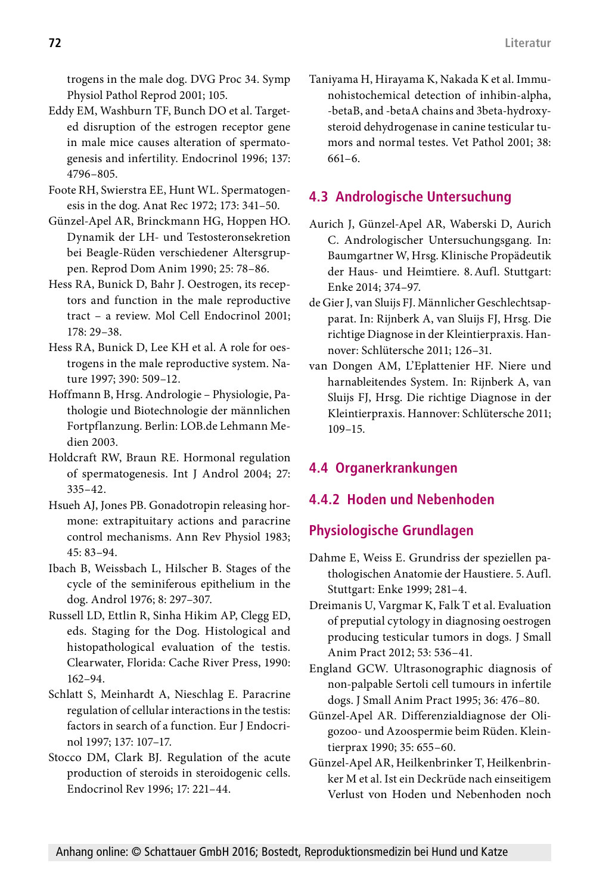trogens in the male dog. DVG Proc 34. Symp Physiol Pathol Reprod 2001; 105.

Eddy EM, Washburn TF, Bunch DO et al. Targeted disruption of the estrogen receptor gene in male mice causes alteration of spermatogenesis and infertility. Endocrinol 1996; 137: 4796–805.

Foote RH, Swierstra EE, Hunt WL. Spermatogenesis in the dog. Anat Rec 1972; 173: 341–50.

Günzel-Apel AR, Brinckmann HG, Hoppen HO. Dynamik der LH- und Testosteronsekretion bei Beagle-Rüden verschiedener Altersgruppen. Reprod Dom Anim 1990; 25: 78–86.

Hess RA, Bunick D, Bahr J. Oestrogen, its receptors and function in the male reproductive tract – a review. Mol Cell Endocrinol 2001; 178: 29–38.

Hess RA, Bunick D, Lee KH et al. A role for oestrogens in the male reproductive system. Nature 1997; 390: 509–12.

Hoffmann B, Hrsg. Andrologie – Physiologie, Pathologie und Biotechnologie der männlichen Fortpflanzung. Berlin: LOB.de Lehmann Medien 2003.

Holdcraft RW, Braun RE. Hormonal regulation of spermatogenesis. Int J Androl 2004; 27: 335–42.

Hsueh AJ, Jones PB. Gonadotropin releasing hormone: extrapituitary actions and paracrine control mechanisms. Ann Rev Physiol 1983; 45: 83–94.

Ibach B, Weissbach L, Hilscher B. Stages of the cycle of the seminiferous epithelium in the dog. Androl 1976; 8: 297–307.

Russell LD, Ettlin R, Sinha Hikim AP, Clegg ED, eds. Staging for the Dog. Histological and histopathological evaluation of the testis. Clearwater, Florida: Cache River Press, 1990: 162–94.

Schlatt S, Meinhardt A, Nieschlag E. Paracrine regulation of cellular interactions in the testis: factors in search of a function. Eur J Endocrinol 1997; 137: 107–17.

Stocco DM, Clark BJ. Regulation of the acute production of steroids in steroidogenic cells. Endocrinol Rev 1996; 17: 221–44.

Taniyama H, Hirayama K, Nakada K et al. Immunohistochemical detection of inhibin-alpha, -betaB, and -betaA chains and 3beta-hydroxysteroid dehydrogenase in canine testicular tumors and normal testes. Vet Pathol 2001; 38: 661–6.

## 4.3 Andrologische Untersuchung

Aurich J, Günzel-Apel AR, Waberski D, Aurich C. Andrologischer Untersuchungsgang. In: Baumgartner W, Hrsg. Klinische Propädeutik der Haus- und Heimtiere. 8. Aufl. Stuttgart: Enke 2014; 374–97.

de Gier J, van Sluijs FJ. Männlicher Geschlechtsapparat. In: Rijnberk A, van Sluijs FJ, Hrsg. Die richtige Diagnose in der Kleintierpraxis. Hannover: Schlütersche 2011; 126–31.

van Dongen AM, L'Eplattenier HF. Niere und harnableitendes System. In: Rijnberk A, van Sluijs FJ, Hrsg. Die richtige Diagnose in der Kleintierpraxis. Hannover: Schlütersche 2011; 109–15.

## 4.4 Organerkrankungen

### 4.4.2 Hoden und Nebenhoden

#### Physiologische Grundlagen

Dahme E, Weiss E. Grundriss der speziellen pathologischen Anatomie der Haustiere. 5. Aufl. Stuttgart: Enke 1999; 281–4.

Dreimanis U, Vargmar K, Falk T et al. Evaluation of preputial cytology in diagnosing oestrogen producing testicular tumors in dogs. J Small Anim Pract 2012; 53: 536–41.

England GCW. Ultrasonographic diagnosis of non-palpable Sertoli cell tumours in infertile dogs. J Small Anim Pract 1995; 36: 476–80.

Günzel-Apel AR. Differenzialdiagnose der Oligozoo- und Azoospermie beim Rüden. Kleintierprax 1990; 35: 655–60.

Günzel-Apel AR, Heilkenbrinker T, Heilkenbrinker M et al. Ist ein Deckrüde nach einseitigem Verlust von Hoden und Nebenhoden noch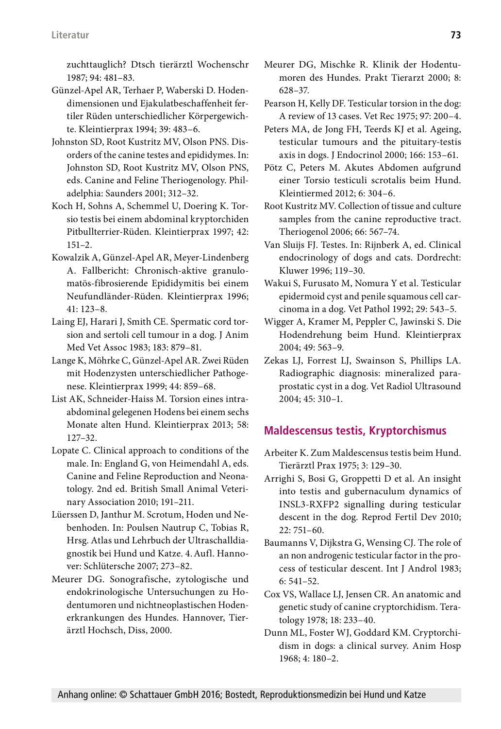zuchttauglich? Dtsch tierärztl Wochenschr 1987; 94: 481–83.

Günzel-Apel AR, Terhaer P, Waberski D. Hodendimensionen und Ejakulatbeschaffenheit fertiler Rüden unterschiedlicher Körpergewichte. Kleintierprax 1994; 39: 483–6.

Johnston SD, Root Kustritz MV, Olson PNS. Disorders of the canine testes and epididymes. In: Johnston SD, Root Kustritz MV, Olson PNS, eds. Canine and Feline Theriogenology. Philadelphia: Saunders 2001; 312–32.

Koch H, Sohns A, Schemmel U, Doering K. Torsio testis bei einem abdominal kryptorchiden Pitbullterrier-Rüden. Kleintierprax 1997; 42: 151–2.

Kowalzik A, Günzel-Apel AR, Meyer-Lindenberg A. Fallbericht: Chronisch-aktive granulomatös-fibrosierende Epididymitis bei einem Neufundländer-Rüden. Kleintierprax 1996; 41: 123–8.

Laing EJ, Harari J, Smith CE. Spermatic cord torsion and sertoli cell tumour in a dog. J Anim Med Vet Assoc 1983; 183: 879–81.

Lange K, Möhrke C, Günzel-Apel AR. Zwei Rüden mit Hodenzysten unterschiedlicher Pathogenese. Kleintierprax 1999; 44: 859–68.

List AK, Schneider-Haiss M. Torsion eines intraabdominal gelegenen Hodens bei einem sechs Monate alten Hund. Kleintierprax 2013; 58: 127–32.

Lopate C. Clinical approach to conditions of the male. In: England G, von Heimendahl A, eds. Canine and Feline Reproduction and Neonatology. 2nd ed. British Small Animal Veterinary Association 2010; 191–211.

Lüerssen D, Janthur M. Scrotum, Hoden und Nebenhoden. In: Poulsen Nautrup C, Tobias R, Hrsg. Atlas und Lehrbuch der Ultraschalldiagnostik bei Hund und Katze. 4. Aufl. Hannover: Schlütersche 2007; 273–82.

Meurer DG. Sonografische, zytologische und endokrinologische Untersuchungen zu Hodentumoren und nichtneoplastischen Hodenerkrankungen des Hundes. Hannover, Tierärztl Hochsch, Diss, 2000.

Meurer DG, Mischke R. Klinik der Hodentumoren des Hundes. Prakt Tierarzt 2000; 8: 628–37.

Pearson H, Kelly DF. Testicular torsion in the dog: A review of 13 cases. Vet Rec 1975; 97: 200–4.

Peters MA, de Jong FH, Teerds KJ et al. Ageing, testicular tumours and the pituitary-testis axis in dogs. J Endocrinol 2000; 166: 153–61.

Pötz C, Peters M. Akutes Abdomen aufgrund einer Torsio testiculi scrotalis beim Hund. Kleintiermed 2012; 6: 304–6.

Root Kustritz MV. Collection of tissue and culture samples from the canine reproductive tract. Theriogenol 2006; 66: 567–74.

Van Sluijs FJ. Testes. In: Rijnberk A, ed. Clinical endocrinology of dogs and cats. Dordrecht: Kluwer 1996; 119–30.

Wakui S, Furusato M, Nomura Y et al. Testicular epidermoid cyst and penile squamous cell carcinoma in a dog. Vet Pathol 1992; 29: 543–5.

Wigger A, Kramer M, Peppler C, Jawinski S. Die Hodendrehung beim Hund. Kleintierprax 2004; 49: 563–9.

Zekas LJ, Forrest LJ, Swainson S, Phillips LA. Radiographic diagnosis: mineralized paraprostatic cyst in a dog. Vet Radiol Ultrasound 2004; 45: 310–1.

## Maldescensus testis, Kryptorchismus

Arbeiter K. Zum Maldescensus testis beim Hund. Tierärztl Prax 1975; 3: 129–30.

Arrighi S, Bosi G, Groppetti D et al. An insight into testis and gubernaculum dynamics of INSL3-RXFP2 signalling during testicular descent in the dog. Reprod Fertil Dev 2010; 22: 751–60.

Baumanns V, Dijkstra G, Wensing CJ. The role of an non androgenic testicular factor in the process of testicular descent. Int J Androl 1983; 6: 541–52.

Cox VS, Wallace LJ, Jensen CR. An anatomic and genetic study of canine cryptorchidism. Teratology 1978; 18: 233–40.

Dunn ML, Foster WJ, Goddard KM. Cryptorchidism in dogs: a clinical survey. Anim Hosp 1968; 4: 180–2.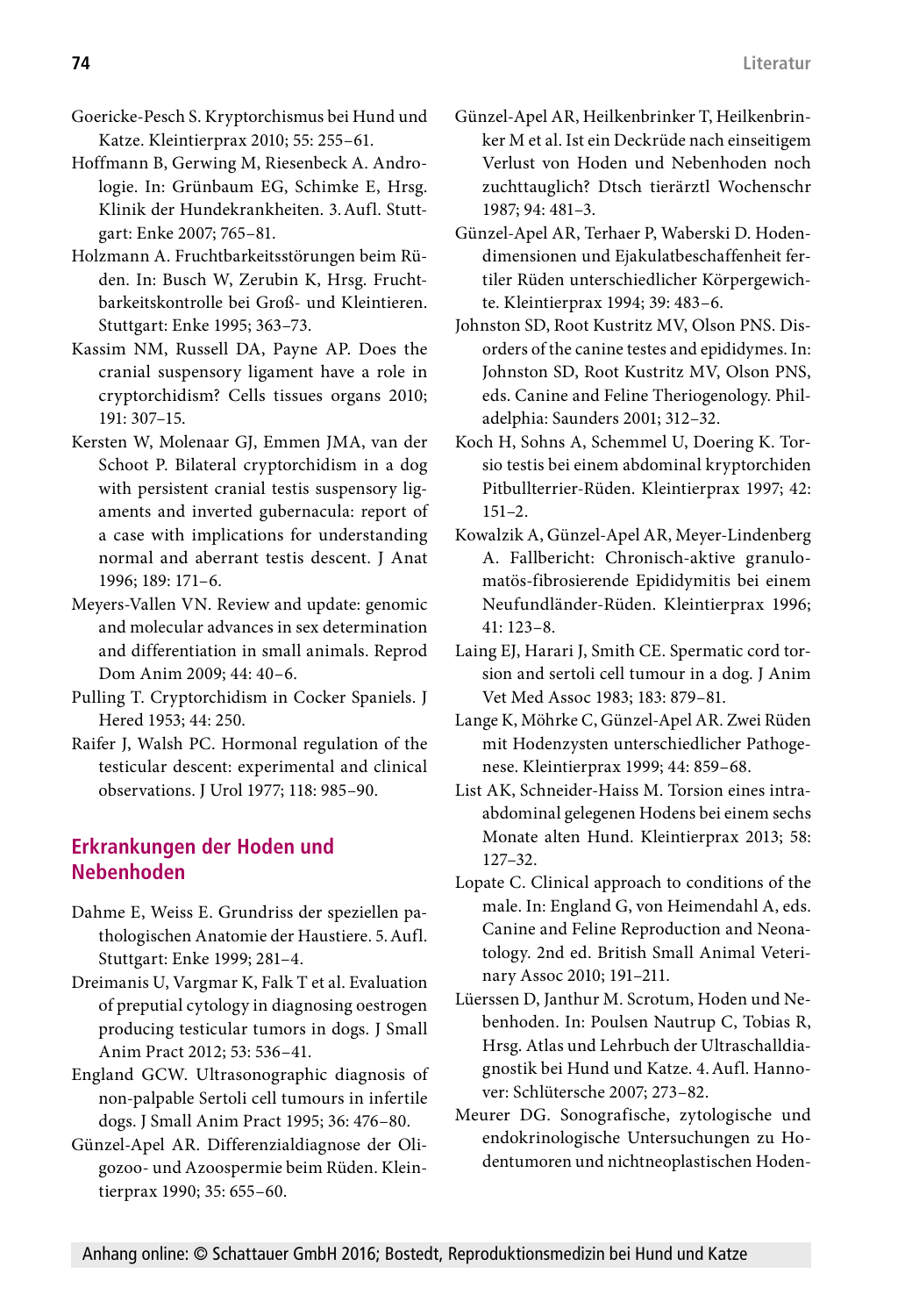Goericke-Pesch S. Kryptorchismus bei Hund und Katze. Kleintierprax 2010; 55: 255–61.

Hoffmann B, Gerwing M, Riesenbeck A. Andrologie. In: Grünbaum EG, Schimke E, Hrsg. Klinik der Hundekrankheiten. 3. Aufl. Stuttgart: Enke 2007; 765–81.

Holzmann A. Fruchtbarkeitsstörungen beim Rüden. In: Busch W, Zerubin K, Hrsg. Fruchtbarkeitskontrolle bei Groß- und Kleintieren. Stuttgart: Enke 1995; 363–73.

Kassim NM, Russell DA, Payne AP. Does the cranial suspensory ligament have a role in cryptorchidism? Cells tissues organs 2010; 191: 307–15.

Kersten W, Molenaar GJ, Emmen JMA, van der Schoot P. Bilateral cryptorchidism in a dog with persistent cranial testis suspensory ligaments and inverted gubernacula: report of a case with implications for understanding normal and aberrant testis descent. J Anat 1996; 189: 171–6.

Meyers-Vallen VN. Review and update: genomic and molecular advances in sex determination and differentiation in small animals. Reprod Dom Anim 2009; 44: 40–6.

Pulling T. Cryptorchidism in Cocker Spaniels. J Hered 1953; 44: 250.

Raifer J, Walsh PC. Hormonal regulation of the testicular descent: experimental and clinical observations. J Urol 1977; 118: 985–90.

## Erkrankungen der Hoden und Nebenhoden

Dahme E, Weiss E. Grundriss der speziellen pathologischen Anatomie der Haustiere. 5. Aufl. Stuttgart: Enke 1999; 281–4.

Dreimanis U, Vargmar K, Falk T et al. Evaluation of preputial cytology in diagnosing oestrogen producing testicular tumors in dogs. J Small Anim Pract 2012; 53: 536–41.

England GCW. Ultrasonographic diagnosis of non-palpable Sertoli cell tumours in infertile dogs. J Small Anim Pract 1995; 36: 476–80.

Günzel-Apel AR. Differenzialdiagnose der Oligozoo- und Azoospermie beim Rüden. Kleintierprax 1990; 35: 655–60.

Günzel-Apel AR, Heilkenbrinker T, Heilkenbrinker M et al. Ist ein Deckrüde nach einseitigem Verlust von Hoden und Nebenhoden noch zuchttauglich? Dtsch tierärztl Wochenschr 1987; 94: 481–3.

Günzel-Apel AR, Terhaer P, Waberski D. Hodendimensionen und Ejakulatbeschaffenheit fertiler Rüden unterschiedlicher Körpergewichte. Kleintierprax 1994; 39: 483–6.

Johnston SD, Root Kustritz MV, Olson PNS. Disorders of the canine testes and epididymes. In: Johnston SD, Root Kustritz MV, Olson PNS, eds. Canine and Feline Theriogenology. Philadelphia: Saunders 2001; 312–32.

Koch H, Sohns A, Schemmel U, Doering K. Torsio testis bei einem abdominal kryptorchiden Pitbullterrier-Rüden. Kleintierprax 1997; 42: 151–2.

Kowalzik A, Günzel-Apel AR, Meyer-Lindenberg A. Fallbericht: Chronisch-aktive granulomatös-fibrosierende Epididymitis bei einem Neufundländer-Rüden. Kleintierprax 1996; 41: 123–8.

Laing EJ, Harari J, Smith CE. Spermatic cord torsion and sertoli cell tumour in a dog. J Anim Vet Med Assoc 1983; 183: 879–81.

Lange K, Möhrke C, Günzel-Apel AR. Zwei Rüden mit Hodenzysten unterschiedlicher Pathogenese. Kleintierprax 1999; 44: 859–68.

List AK, Schneider-Haiss M. Torsion eines intraabdominal gelegenen Hodens bei einem sechs Monate alten Hund. Kleintierprax 2013; 58: 127–32.

Lopate C. Clinical approach to conditions of the male. In: England G, von Heimendahl A, eds. Canine and Feline Reproduction and Neonatology. 2nd ed. British Small Animal Veterinary Assoc 2010; 191–211.

Lüerssen D, Janthur M. Scrotum, Hoden und Nebenhoden. In: Poulsen Nautrup C, Tobias R, Hrsg. Atlas und Lehrbuch der Ultraschalldiagnostik bei Hund und Katze. 4. Aufl. Hannover: Schlütersche 2007; 273–82.

Meurer DG. Sonografische, zytologische und endokrinologische Untersuchungen zu Hodentumoren und nichtneoplastischen Hoden-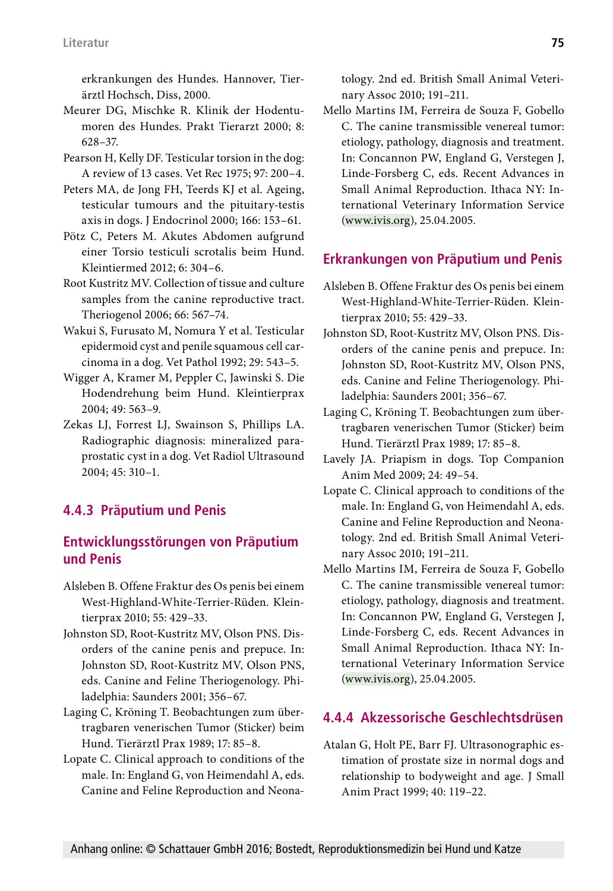erkrankungen des Hundes. Hannover, Tierärztl Hochsch, Diss, 2000.

Meurer DG, Mischke R. Klinik der Hodentumoren des Hundes. Prakt Tierarzt 2000; 8: 628–37.

Pearson H, Kelly DF. Testicular torsion in the dog: A review of 13 cases. Vet Rec 1975; 97: 200–4.

Peters MA, de Jong FH, Teerds KJ et al. Ageing, testicular tumours and the pituitary-testis axis in dogs. J Endocrinol 2000; 166: 153–61.

Pötz C, Peters M. Akutes Abdomen aufgrund einer Torsio testiculi scrotalis beim Hund. Kleintiermed 2012; 6: 304–6.

Root Kustritz MV. Collection of tissue and culture samples from the canine reproductive tract. Theriogenol 2006; 66: 567–74.

Wakui S, Furusato M, Nomura Y et al. Testicular epidermoid cyst and penile squamous cell carcinoma in a dog. Vet Pathol 1992; 29: 543–5.

Wigger A, Kramer M, Peppler C, Jawinski S. Die Hodendrehung beim Hund. Kleintierprax 2004; 49: 563–9.

Zekas LJ, Forrest LJ, Swainson S, Phillips LA. Radiographic diagnosis: mineralized paraprostatic cyst in a dog. Vet Radiol Ultrasound 2004; 45: 310–1.

## 4.4.3 Präputium und Penis

### Entwicklungsstörungen von Präputium und Penis

Alsleben B. Offene Fraktur des Os penis bei einem West-Highland-White-Terrier-Rüden. Kleintierprax 2010; 55: 429–33.

Johnston SD, Root-Kustritz MV, Olson PNS. Disorders of the canine penis and prepuce. In: Johnston SD, Root-Kustritz MV, Olson PNS, eds. Canine and Feline Theriogenology. Philadelphia: Saunders 2001; 356–67.

Laging C, Kröning T. Beobachtungen zum übertragbaren venerischen Tumor (Sticker) beim Hund. Tierärztl Prax 1989; 17: 85–8.

Lopate C. Clinical approach to conditions of the male. In: England G, von Heimendahl A, eds. Canine and Feline Reproduction and Neonatology. 2nd ed. British Small Animal Veterinary Assoc 2010; 191–211.

Mello Martins IM, Ferreira de Souza F, Gobello C. The canine transmissible venereal tumor: etiology, pathology, diagnosis and treatment. In: Concannon PW, England G, Verstegen J, Linde-Forsberg C, eds. Recent Advances in Small Animal Reproduction. Ithaca NY: International Veterinary Information Service (www.ivis.org), 25.04.2005.

### Erkrankungen von Präputium und Penis

Alsleben B. Offene Fraktur des Os penis bei einem West-Highland-White-Terrier-Rüden. Kleintierprax 2010; 55: 429–33.

Johnston SD, Root-Kustritz MV, Olson PNS. Disorders of the canine penis and prepuce. In: Johnston SD, Root-Kustritz MV, Olson PNS, eds. Canine and Feline Theriogenology. Philadelphia: Saunders 2001; 356–67.

Laging C, Kröning T. Beobachtungen zum übertragbaren venerischen Tumor (Sticker) beim Hund. Tierärztl Prax 1989; 17: 85–8.

Lavely JA. Priapism in dogs. Top Companion Anim Med 2009; 24: 49–54.

Lopate C. Clinical approach to conditions of the male. In: England G, von Heimendahl A, eds. Canine and Feline Reproduction and Neonatology. 2nd ed. British Small Animal Veterinary Assoc 2010; 191–211.

Mello Martins IM, Ferreira de Souza F, Gobello C. The canine transmissible venereal tumor: etiology, pathology, diagnosis and treatment. In: Concannon PW, England G, Verstegen J, Linde-Forsberg C, eds. Recent Advances in Small Animal Reproduction. Ithaca NY: International Veterinary Information Service (www.ivis.org), 25.04.2005.

## 4.4.4 Akzessorische Geschlechtsdrüsen

Atalan G, Holt PE, Barr FJ. Ultrasonographic estimation of prostate size in normal dogs and relationship to bodyweight and age. J Small Anim Pract 1999; 40: 119–22.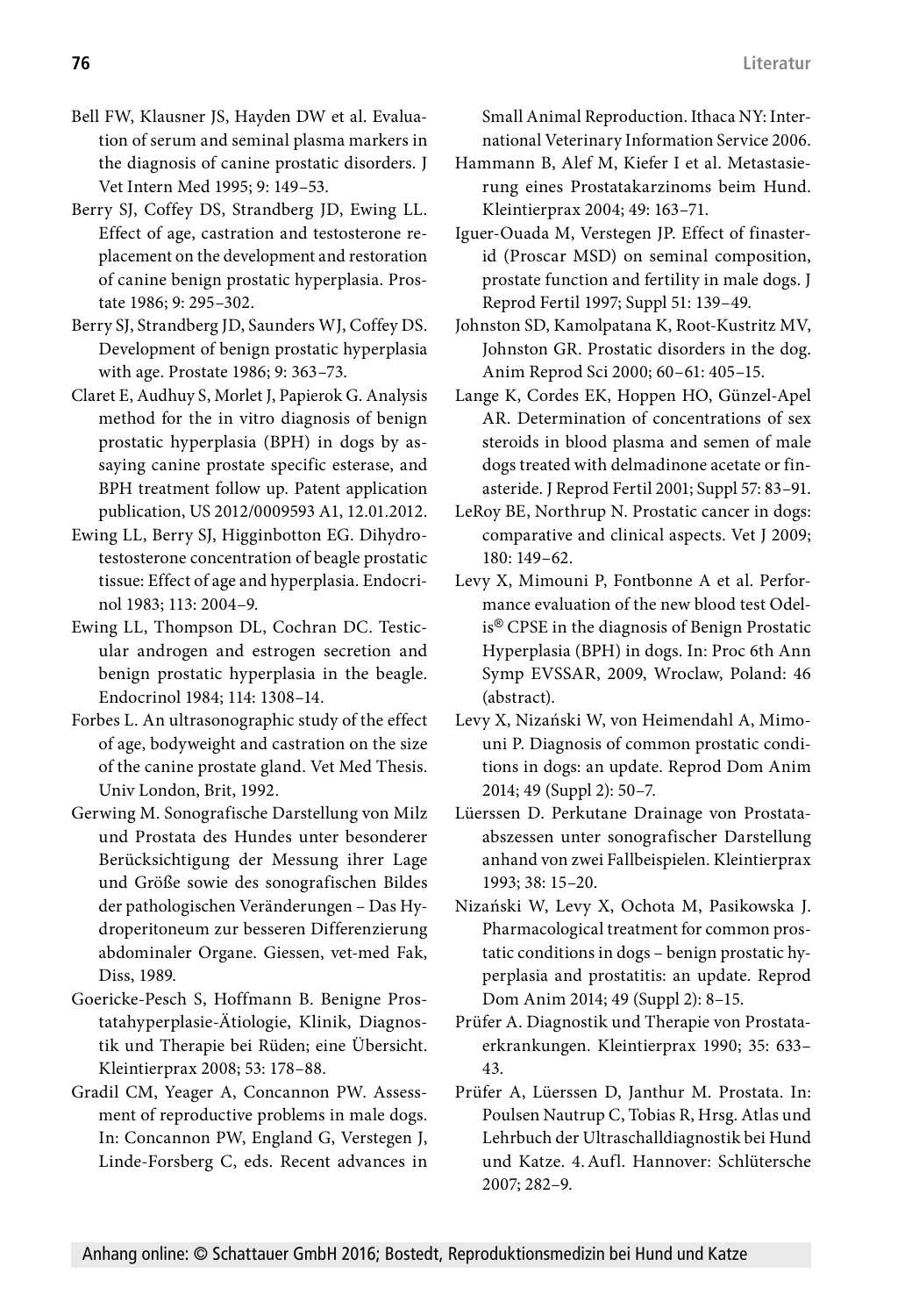Bell FW, Klausner JS, Hayden DW et al. Evaluation of serum and seminal plasma markers in the diagnosis of canine prostatic disorders. J Vet Intern Med 1995; 9: 149–53.

Berry SJ, Coffey DS, Strandberg JD, Ewing LL. Effect of age, castration and testosterone replacement on the development and restoration of canine benign prostatic hyperplasia. Prostate 1986; 9: 295–302.

Berry SJ, Strandberg JD, Saunders WJ, Coffey DS. Development of benign prostatic hyperplasia with age. Prostate 1986; 9: 363–73.

Claret E, Audhuy S, Morlet J, Papierok G. Analysis method for the in vitro diagnosis of benign prostatic hyperplasia (BPH) in dogs by assaying canine prostate specific esterase, and BPH treatment follow up. Patent application publication, US 2012/0009593 A1, 12.01.2012.

Ewing LL, Berry SJ, Higginbotton EG. Dihydrotestosterone concentration of beagle prostatic tissue: Effect of age and hyperplasia. Endocrinol 1983; 113: 2004–9.

Ewing LL, Thompson DL, Cochran DC. Testicular androgen and estrogen secretion and benign prostatic hyperplasia in the beagle. Endocrinol 1984; 114: 1308–14.

Forbes L. An ultrasonographic study of the effect of age, bodyweight and castration on the size of the canine prostate gland. Vet Med Thesis. Univ London, Brit, 1992.

Gerwing M. Sonografische Darstellung von Milz und Prostata des Hundes unter besonderer Berücksichtigung der Messung ihrer Lage und Größe sowie des sonografischen Bildes der pathologischen Veränderungen – Das Hydroperitoneum zur besseren Differenzierung abdominaler Organe. Giessen, vet-med Fak, Diss, 1989.

Goericke-Pesch S, Hoffmann B. Benigne Prostatahyperplasie-Ätiologie, Klinik, Diagnostik und Therapie bei Rüden; eine Übersicht. Kleintierprax 2008; 53: 178–88.

Gradil CM, Yeager A, Concannon PW. Assessment of reproductive problems in male dogs. In: Concannon PW, England G, Verstegen J, Linde-Forsberg C, eds. Recent advances in Small Animal Reproduction. Ithaca NY: International Veterinary Information Service 2006.

Hammann B, Alef M, Kiefer I et al. Metastasierung eines Prostatakarzinoms beim Hund. Kleintierprax 2004; 49: 163–71.

Iguer-Ouada M, Verstegen JP. Effect of finasterid (Proscar MSD) on seminal composition, prostate function and fertility in male dogs. J Reprod Fertil 1997; Suppl 51: 139–49.

Johnston SD, Kamolpatana K, Root-Kustritz MV, Johnston GR. Prostatic disorders in the dog. Anim Reprod Sci 2000; 60–61: 405–15.

Lange K, Cordes EK, Hoppen HO, Günzel-Apel AR. Determination of concentrations of sex steroids in blood plasma and semen of male dogs treated with delmadinone acetate or finasteride. J Reprod Fertil 2001; Suppl 57: 83–91.

LeRoy BE, Northrup N. Prostatic cancer in dogs: comparative and clinical aspects. Vet J 2009; 180: 149–62.

Levy X, Mimouni P, Fontbonne A et al. Performance evaluation of the new blood test Odelis® CPSE in the diagnosis of Benign Prostatic Hyperplasia (BPH) in dogs. In: Proc 6th Ann Symp EVSSAR, 2009, Wroclaw, Poland: 46 (abstract).

Levy X, Nizański W, von Heimendahl A, Mimouni P. Diagnosis of common prostatic conditions in dogs: an update. Reprod Dom Anim 2014; 49 (Suppl 2): 50–7.

Lüerssen D. Perkutane Drainage von Prostataabszessen unter sonografischer Darstellung anhand von zwei Fallbeispielen. Kleintierprax 1993; 38: 15–20.

Nizański W, Levy X, Ochota M, Pasikowska J. Pharmacological treatment for common prostatic conditions in dogs – benign prostatic hyperplasia and prostatitis: an update. Reprod Dom Anim 2014; 49 (Suppl 2): 8–15.

Prüfer A. Diagnostik und Therapie von Prostataerkrankungen. Kleintierprax 1990; 35: 633–43.

Prüfer A, Lüerssen D, Janthur M. Prostata. In: Poulsen Nautrup C, Tobias R, Hrsg. Atlas und Lehrbuch der Ultraschalldiagnostik bei Hund und Katze. 4. Aufl. Hannover: Schlütersche 2007; 282–9.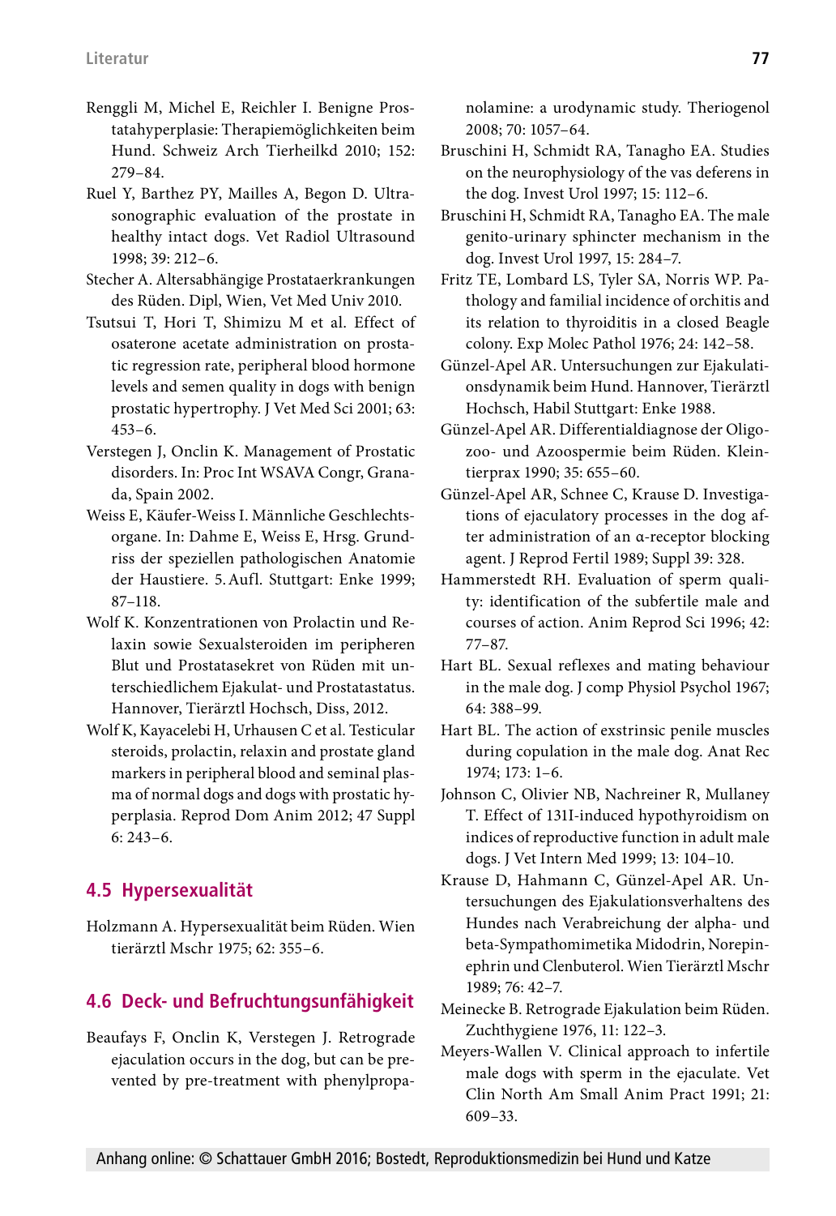Renggli M, Michel E, Reichler I. Benigne Prostatahyperplasie: Therapiemöglichkeiten beim Hund. Schweiz Arch Tierheilkd 2010; 152: 279–84.

Ruel Y, Barthez PY, Mailles A, Begon D. Ultrasonographic evaluation of the prostate in healthy intact dogs. Vet Radiol Ultrasound 1998; 39: 212–6.

Stecher A. Altersabhängige Prostataerkrankungen des Rüden. Dipl, Wien, Vet Med Univ 2010.

Tsutsui T, Hori T, Shimizu M et al. Effect of osaterone acetate administration on prostatic regression rate, peripheral blood hormone levels and semen quality in dogs with benign prostatic hypertrophy. J Vet Med Sci 2001; 63: 453–6.

Verstegen J, Onclin K. Management of Prostatic disorders. In: Proc Int WSAVA Congr, Granada, Spain 2002.

Weiss E, Käufer-Weiss I. Männliche Geschlechtsorgane. In: Dahme E, Weiss E, Hrsg. Grundriss der speziellen pathologischen Anatomie der Haustiere. 5. Aufl. Stuttgart: Enke 1999; 87–118.

Wolf K. Konzentrationen von Prolactin und Relaxin sowie Sexualsteroiden im peripheren Blut und Prostatasekret von Rüden mit unterschiedlichem Ejakulat- und Prostatastatus. Hannover, Tierärztl Hochsch, Diss, 2012.

Wolf K, Kayacelebi H, Urhausen C et al. Testicular steroids, prolactin, relaxin and prostate gland markers in peripheral blood and seminal plasma of normal dogs and dogs with prostatic hyperplasia. Reprod Dom Anim 2012; 47 Suppl 6: 243–6.

## 4.5 Hypersexualität

Holzmann A. Hypersexualität beim Rüden. Wien tierärztl Mschr 1975; 62: 355–6.

## 4.6 Deck- und Befruchtungsunfähigkeit

Beaufays F, Onclin K, Verstegen J. Retrograde ejaculation occurs in the dog, but can be prevented by pre-treatment with phenylpropanolamine: a urodynamic study. Theriogenol 2008; 70: 1057–64.

Bruschini H, Schmidt RA, Tanagho EA. Studies on the neurophysiology of the vas deferens in the dog. Invest Urol 1997; 15: 112–6.

Bruschini H, Schmidt RA, Tanagho EA. The male genito-urinary sphincter mechanism in the dog. Invest Urol 1997, 15: 284–7.

Fritz TE, Lombard LS, Tyler SA, Norris WP. Pathology and familial incidence of orchitis and its relation to thyroiditis in a closed Beagle colony. Exp Molec Pathol 1976; 24: 142–58.

Günzel-Apel AR. Untersuchungen zur Ejakulationsdynamik beim Hund. Hannover, Tierärztl Hochsch, Habil Stuttgart: Enke 1988.

Günzel-Apel AR. Differentialdiagnose der Oligozoo- und Azoospermie beim Rüden. Kleintierprax 1990; 35: 655–60.

Günzel-Apel AR, Schnee C, Krause D. Investigations of ejaculatory processes in the dog after administration of an α-receptor blocking agent. J Reprod Fertil 1989; Suppl 39: 328.

Hammerstedt RH. Evaluation of sperm quality: identification of the subfertile male and courses of action. Anim Reprod Sci 1996; 42: 77–87.

Hart BL. Sexual reflexes and mating behaviour in the male dog. J comp Physiol Psychol 1967; 64: 388–99.

Hart BL. The action of exstrinsic penile muscles during copulation in the male dog. Anat Rec 1974; 173: 1–6.

Johnson C, Olivier NB, Nachreiner R, Mullaney T. Effect of 131I-induced hypothyroidism on indices of reproductive function in adult male dogs. J Vet Intern Med 1999; 13: 104–10.

Krause D, Hahmann C, Günzel-Apel AR. Untersuchungen des Ejakulationsverhaltens des Hundes nach Verabreichung der alpha- und beta-Sympathomimetika Midodrin, Norepinephrin und Clenbuterol. Wien Tierärztl Mschr 1989; 76: 42–7.

Meinecke B. Retrograde Ejakulation beim Rüden. Zuchthygiene 1976, 11: 122–3.

Meyers-Wallen V. Clinical approach to infertile male dogs with sperm in the ejaculate. Vet Clin North Am Small Anim Pract 1991; 21: 609–33.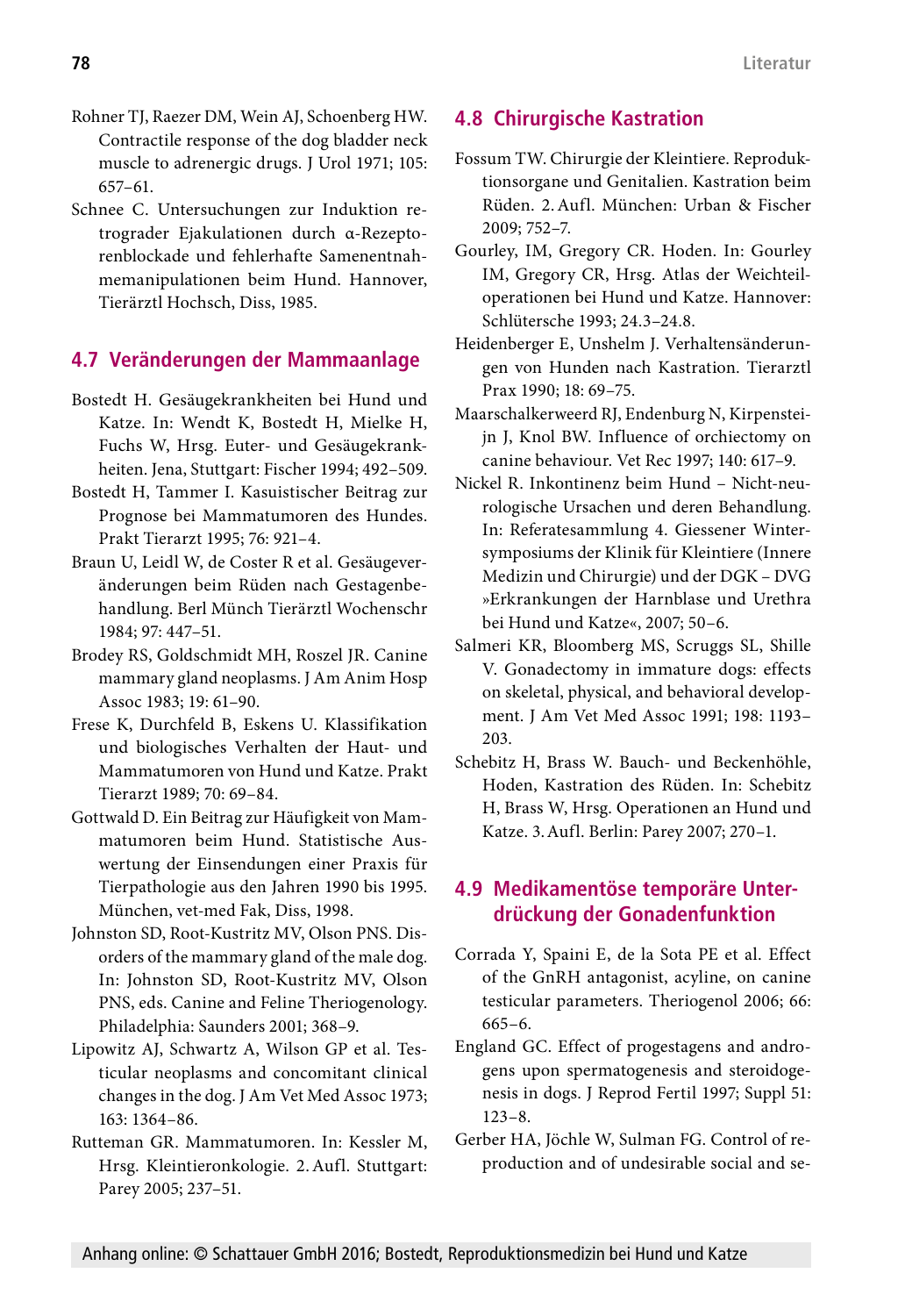Rohner TJ, Raezer DM, Wein AJ, Schoenberg HW. Contractile response of the dog bladder neck muscle to adrenergic drugs. J Urol 1971; 105: 657–61.

Schnee C. Untersuchungen zur Induktion retrograder Ejakulationen durch α-Rezeptorenblockade und fehlerhafte Samenentnahmemanipulationen beim Hund. Hannover, Tierärztl Hochsch, Diss, 1985.

## 4.7 Veränderungen der Mammaanlage

Bostedt H. Gesäugekrankheiten bei Hund und Katze. In: Wendt K, Bostedt H, Mielke H, Fuchs W, Hrsg. Euter- und Gesäugekrankheiten. Jena, Stuttgart: Fischer 1994; 492–509.

Bostedt H, Tammer I. Kasuistischer Beitrag zur Prognose bei Mammatumoren des Hundes. Prakt Tierarzt 1995; 76: 921–4.

Braun U, Leidl W, de Coster R et al. Gesäugeveränderungen beim Rüden nach Gestagenbehandlung. Berl Münch Tierärztl Wochenschr 1984; 97: 447–51.

Brodey RS, Goldschmidt MH, Roszel JR. Canine mammary gland neoplasms. J Am Anim Hosp Assoc 1983; 19: 61–90.

Frese K, Durchfeld B, Eskens U. Klassifikation und biologisches Verhalten der Haut- und Mammatumoren von Hund und Katze. Prakt Tierarzt 1989; 70: 69–84.

Gottwald D. Ein Beitrag zur Häufigkeit von Mammatumoren beim Hund. Statistische Auswertung der Einsendungen einer Praxis für Tierpathologie aus den Jahren 1990 bis 1995. München, vet-med Fak, Diss, 1998.

Johnston SD, Root-Kustritz MV, Olson PNS. Disorders of the mammary gland of the male dog. In: Johnston SD, Root-Kustritz MV, Olson PNS, eds. Canine and Feline Theriogenology. Philadelphia: Saunders 2001; 368–9.

Lipowitz AJ, Schwartz A, Wilson GP et al. Testicular neoplasms and concomitant clinical changes in the dog. J Am Vet Med Assoc 1973; 163: 1364–86.

Rutteman GR. Mammatumoren. In: Kessler M, Hrsg. Kleintieronkologie. 2. Aufl. Stuttgart: Parey 2005; 237–51.

## 4.8 Chirurgische Kastration

Fossum TW. Chirurgie der Kleintiere. Reproduktionsorgane und Genitalien. Kastration beim Rüden. 2. Aufl. München: Urban & Fischer 2009; 752–7.

Gourley, IM, Gregory CR. Hoden. In: Gourley IM, Gregory CR, Hrsg. Atlas der Weichteiloperationen bei Hund und Katze. Hannover: Schlütersche 1993; 24.3–24.8.

Heidenberger E, Unshelm J. Verhaltensänderungen von Hunden nach Kastration. Tierarztl Prax 1990; 18: 69–75.

Maarschalkerweerd RJ, Endenburg N, Kirpensteijn J, Knol BW. Influence of orchiectomy on canine behaviour. Vet Rec 1997; 140: 617–9.

Nickel R. Inkontinenz beim Hund – Nicht-neurologische Ursachen und deren Behandlung. In: Referatesammlung 4. Giessener Wintersymposiums der Klinik für Kleintiere (Innere Medizin und Chirurgie) und der DGK – DVG »Erkrankungen der Harnblase und Urethra bei Hund und Katze«, 2007; 50–6.

Salmeri KR, Bloomberg MS, Scruggs SL, Shille V. Gonadectomy in immature dogs: effects on skeletal, physical, and behavioral development. J Am Vet Med Assoc 1991; 198: 1193–203.

Schebitz H, Brass W. Bauch- und Beckenhöhle, Hoden, Kastration des Rüden. In: Schebitz H, Brass W, Hrsg. Operationen an Hund und Katze. 3. Aufl. Berlin: Parey 2007; 270–1.

## 4.9 Medikamentöse temporäre Unterdrückung der Gonadenfunktion

Corrada Y, Spaini E, de la Sota PE et al. Effect of the GnRH antagonist, acyline, on canine testicular parameters. Theriogenol 2006; 66: 665–6.

England GC. Effect of progestagens and androgens upon spermatogenesis and steroidogenesis in dogs. J Reprod Fertil 1997; Suppl 51: 123–8.

Gerber HA, Jöchle W, Sulman FG. Control of reproduction and of undesirable social and se-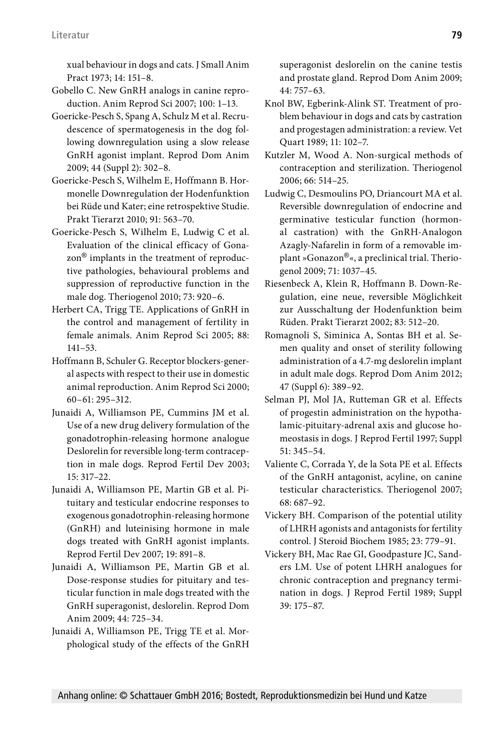xual behaviour in dogs and cats. J Small Anim Pract 1973; 14: 151–8.

Gobello C. New GnRH analogs in canine reproduction. Anim Reprod Sci 2007; 100: 1–13.

Goericke-Pesch S, Spang A, Schulz M et al. Recrudescence of spermatogenesis in the dog following downregulation using a slow release GnRH agonist implant. Reprod Dom Anim 2009; 44 (Suppl 2): 302–8.

Goericke-Pesch S, Wilhelm E, Hoffmann B. Hormonelle Downregulation der Hodenfunktion bei Rüde und Kater; eine retrospektive Studie. Prakt Tierarzt 2010; 91: 563–70.

Goericke-Pesch S, Wilhelm E, Ludwig C et al. Evaluation of the clinical efficacy of Gonazon® implants in the treatment of reproductive pathologies, behavioural problems and suppression of reproductive function in the male dog. Theriogenol 2010; 73: 920–6.

Herbert CA, Trigg TE. Applications of GnRH in the control and management of fertility in female animals. Anim Reprod Sci 2005; 88: 141–53.

Hoffmann B, Schuler G. Receptor blockers-general aspects with respect to their use in domestic animal reproduction. Anim Reprod Sci 2000; 60–61: 295–312.

Junaidi A, Williamson PE, Cummins JM et al. Use of a new drug delivery formulation of the gonadotrophin-releasing hormone analogue Deslorelin for reversible long-term contraception in male dogs. Reprod Fertil Dev 2003; 15: 317–22.

Junaidi A, Williamson PE, Martin GB et al. Pituitary and testicular endocrine responses to exogenous gonadotrophin-releasing hormone (GnRH) and luteinising hormone in male dogs treated with GnRH agonist implants. Reprod Fertil Dev 2007; 19: 891–8.

Junaidi A, Williamson PE, Martin GB et al. Dose-response studies for pituitary and testicular function in male dogs treated with the GnRH superagonist, deslorelin. Reprod Dom Anim 2009; 44: 725–34.

Junaidi A, Williamson PE, Trigg TE et al. Morphological study of the effects of the GnRH superagonist deslorelin on the canine testis and prostate gland. Reprod Dom Anim 2009; 44: 757–63.

Knol BW, Egberink-Alink ST. Treatment of problem behaviour in dogs and cats by castration and progestagen administration: a review. Vet Quart 1989; 11: 102–7.

Kutzler M, Wood A. Non-surgical methods of contraception and sterilization. Theriogenol 2006; 66: 514–25.

Ludwig C, Desmoulins PO, Driancourt MA et al. Reversible downregulation of endocrine and germinative testicular function (hormonal castration) with the GnRH-Analogon Azagly-Nafarelin in form of a removable implant »Gonazon®«, a preclinical trial. Theriogenol 2009; 71: 1037–45.

Riesenbeck A, Klein R, Hoffmann B. Down-Regulation, eine neue, reversible Möglichkeit zur Ausschaltung der Hodenfunktion beim Rüden. Prakt Tierarzt 2002; 83: 512–20.

Romagnoli S, Siminica A, Sontas BH et al. Semen quality and onset of sterility following administration of a 4.7-mg deslorelin implant in adult male dogs. Reprod Dom Anim 2012; 47 (Suppl 6): 389–92.

Selman PJ, Mol JA, Rutteman GR et al. Effects of progestin administration on the hypothalamic-pituitary-adrenal axis and glucose homeostasis in dogs. J Reprod Fertil 1997; Suppl 51: 345–54.

Valiente C, Corrada Y, de la Sota PE et al. Effects of the GnRH antagonist, acyline, on canine testicular characteristics. Theriogenol 2007; 68: 687–92.

Vickery BH. Comparison of the potential utility of LHRH agonists and antagonists for fertility control. J Steroid Biochem 1985; 23: 779–91.

Vickery BH, Mac Rae GI, Goodpasture JC, Sanders LM. Use of potent LHRH analogues for chronic contraception and pregnancy termination in dogs. J Reprod Fertil 1989; Suppl 39: 175–87.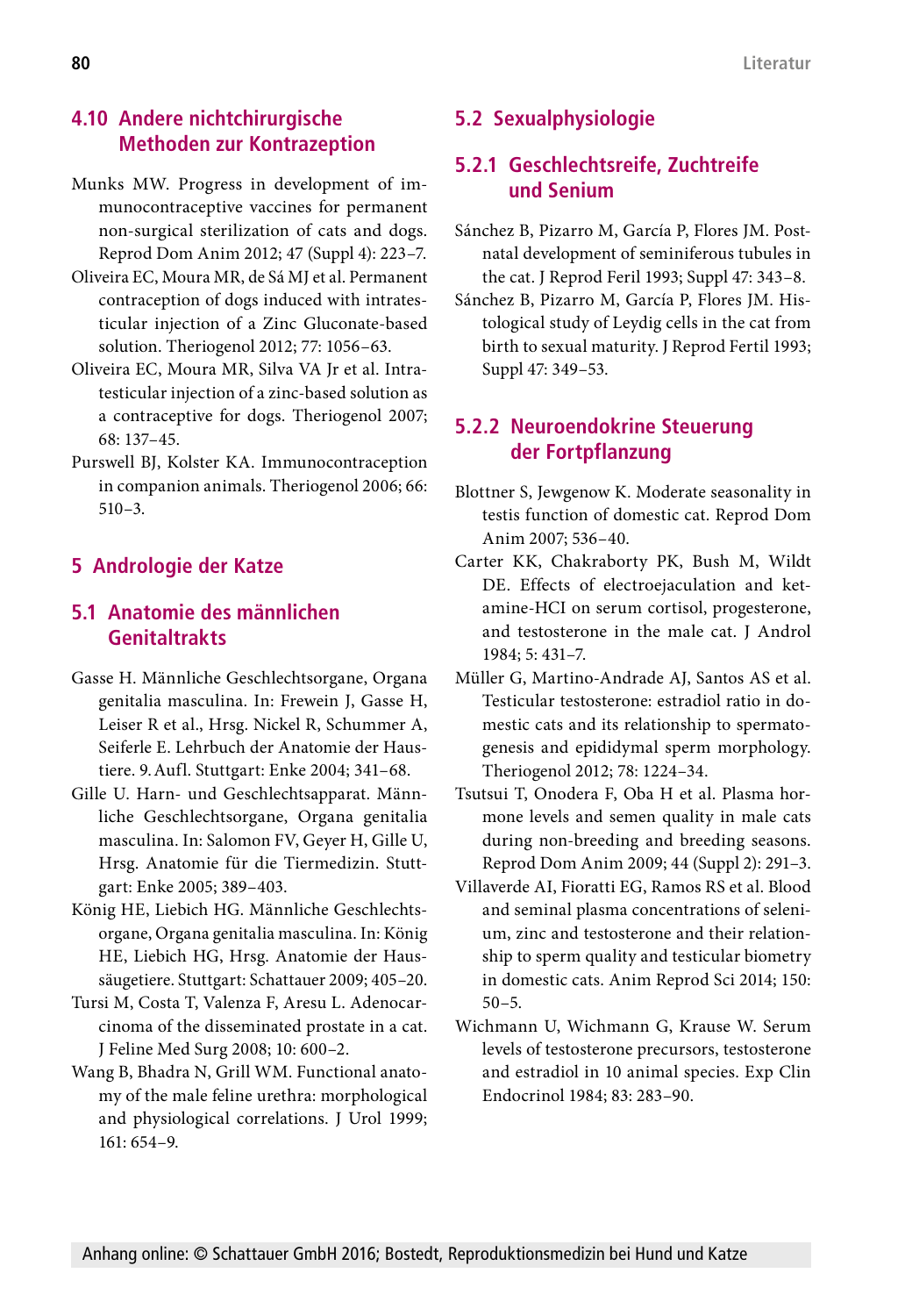## 4.10 Andere nichtchirurgische Methoden zur Kontrazeption

Munks MW. Progress in development of immunocontraceptive vaccines for permanent non-surgical sterilization of cats and dogs. Reprod Dom Anim 2012; 47 (Suppl 4): 223–7.

Oliveira EC, Moura MR, de Sá MJ et al. Permanent contraception of dogs induced with intratesticular injection of a Zinc Gluconate-based solution. Theriogenol 2012; 77: 1056–63.

Oliveira EC, Moura MR, Silva VA Jr et al. Intratesticular injection of a zinc-based solution as a contraceptive for dogs. Theriogenol 2007; 68: 137–45.

Purswell BJ, Kolster KA. Immunocontraception in companion animals. Theriogenol 2006; 66: 510–3.

# 5 Andrologie der Katze

## 5.1 Anatomie des männlichen Genitaltrakts

Gasse H. Männliche Geschlechtsorgane, Organa genitalia masculina. In: Frewein J, Gasse H, Leiser R et al., Hrsg. Nickel R, Schummer A, Seiferle E. Lehrbuch der Anatomie der Haustiere. 9. Aufl. Stuttgart: Enke 2004; 341–68.

Gille U. Harn- und Geschlechtsapparat. Männliche Geschlechtsorgane, Organa genitalia masculina. In: Salomon FV, Geyer H, Gille U, Hrsg. Anatomie für die Tiermedizin. Stuttgart: Enke 2005; 389–403.

König HE, Liebich HG. Männliche Geschlechtsorgane, Organa genitalia masculina. In: König HE, Liebich HG, Hrsg. Anatomie der Haussäugetiere. Stuttgart: Schattauer 2009; 405–20.

Tursi M, Costa T, Valenza F, Aresu L. Adenocarcinoma of the disseminated prostate in a cat. J Feline Med Surg 2008; 10: 600–2.

Wang B, Bhadra N, Grill WM. Functional anatomy of the male feline urethra: morphological and physiological correlations. J Urol 1999; 161: 654–9.

## 5.2 Sexualphysiologie

### 5.2.1 Geschlechtsreife, Zuchtreife und Senium

Sánchez B, Pizarro M, García P, Flores JM. Postnatal development of seminiferous tubules in the cat. J Reprod Feril 1993; Suppl 47: 343–8.

Sánchez B, Pizarro M, García P, Flores JM. Histological study of Leydig cells in the cat from birth to sexual maturity. J Reprod Fertil 1993; Suppl 47: 349–53.

### 5.2.2 Neuroendokrine Steuerung der Fortpflanzung

Blottner S, Jewgenow K. Moderate seasonality in testis function of domestic cat. Reprod Dom Anim 2007; 536–40.

Carter KK, Chakraborty PK, Bush M, Wildt DE. Effects of electroejaculation and ketamine-HCI on serum cortisol, progesterone, and testosterone in the male cat. J Androl 1984; 5: 431–7.

Müller G, Martino-Andrade AJ, Santos AS et al. Testicular testosterone: estradiol ratio in domestic cats and its relationship to spermatogenesis and epididymal sperm morphology. Theriogenol 2012; 78: 1224–34.

Tsutsui T, Onodera F, Oba H et al. Plasma hormone levels and semen quality in male cats during non-breeding and breeding seasons. Reprod Dom Anim 2009; 44 (Suppl 2): 291–3.

Villaverde AI, Fioratti EG, Ramos RS et al. Blood and seminal plasma concentrations of selenium, zinc and testosterone and their relationship to sperm quality and testicular biometry in domestic cats. Anim Reprod Sci 2014; 150: 50–5.

Wichmann U, Wichmann G, Krause W. Serum levels of testosterone precursors, testosterone and estradiol in 10 animal species. Exp Clin Endocrinol 1984; 83: 283–90.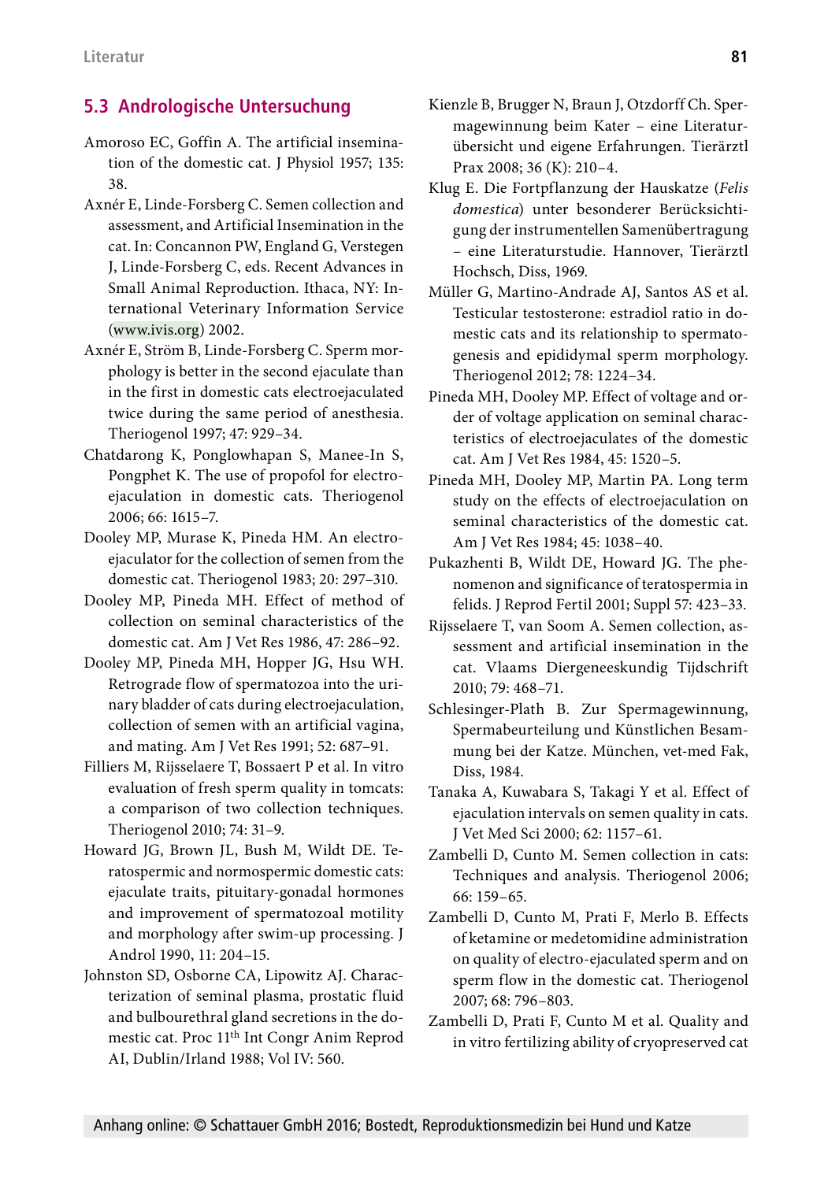## 5.3 Andrologische Untersuchung

Amoroso EC, Goffin A. The artificial insemination of the domestic cat. J Physiol 1957; 135: 38.

Axnér E, Linde-Forsberg C. Semen collection and assessment, and Artificial Insemination in the cat. In: Concannon PW, England G, Verstegen J, Linde-Forsberg C, eds. Recent Advances in Small Animal Reproduction. Ithaca, NY: International Veterinary Information Service (www.ivis.org) 2002.

Axnér E, Ström B, Linde-Forsberg C. Sperm morphology is better in the second ejaculate than in the first in domestic cats electroejaculated twice during the same period of anesthesia. Theriogenol 1997; 47: 929–34.

Chatdarong K, Ponglowhapan S, Manee-In S, Pongphet K. The use of propofol for electroejaculation in domestic cats. Theriogenol 2006; 66: 1615–7.

Dooley MP, Murase K, Pineda HM. An electroejaculator for the collection of semen from the domestic cat. Theriogenol 1983; 20: 297–310.

Dooley MP, Pineda MH. Effect of method of collection on seminal characteristics of the domestic cat. Am J Vet Res 1986, 47: 286–92.

Dooley MP, Pineda MH, Hopper JG, Hsu WH. Retrograde flow of spermatozoa into the urinary bladder of cats during electroejaculation, collection of semen with an artificial vagina, and mating. Am J Vet Res 1991; 52: 687–91.

Filliers M, Rijsselaere T, Bossaert P et al. In vitro evaluation of fresh sperm quality in tomcats: a comparison of two collection techniques. Theriogenol 2010; 74: 31–9.

Howard JG, Brown JL, Bush M, Wildt DE. Teratospermic and normospermic domestic cats: ejaculate traits, pituitary-gonadal hormones and improvement of spermatozoal motility and morphology after swim-up processing. J Androl 1990, 11: 204–15.

Johnston SD, Osborne CA, Lipowitz AJ. Characterization of seminal plasma, prostatic fluid and bulbourethral gland secretions in the domestic cat. Proc 11th Int Congr Anim Reprod AI, Dublin/Irland 1988; Vol IV: 560.

Kienzle B, Brugger N, Braun J, Otzdorff Ch. Spermagewinnung beim Kater – eine Literaturübersicht und eigene Erfahrungen. Tierärztl Prax 2008; 36 (K): 210–4.

Klug E. Die Fortpflanzung der Hauskatze (*Felis domestica*) unter besonderer Berücksichtigung der instrumentellen Samenübertragung – eine Literaturstudie. Hannover, Tierärztl Hochsch, Diss, 1969.

Müller G, Martino-Andrade AJ, Santos AS et al. Testicular testosterone: estradiol ratio in domestic cats and its relationship to spermatogenesis and epididymal sperm morphology. Theriogenol 2012; 78: 1224–34.

Pineda MH, Dooley MP. Effect of voltage and order of voltage application on seminal characteristics of electroejaculates of the domestic cat. Am J Vet Res 1984, 45: 1520–5.

Pineda MH, Dooley MP, Martin PA. Long term study on the effects of electroejaculation on seminal characteristics of the domestic cat. Am J Vet Res 1984; 45: 1038–40.

Pukazhenti B, Wildt DE, Howard JG. The phenomenon and significance of teratospermia in felids. J Reprod Fertil 2001; Suppl 57: 423–33.

Rijsselaere T, van Soom A. Semen collection, assessment and artificial insemination in the cat. Vlaams Diergeneeskundig Tijdschrift 2010; 79: 468–71.

Schlesinger-Plath B. Zur Spermagewinnung, Spermabeurteilung und Künstlichen Besamung bei der Katze. München, vet-med Fak, Diss, 1984.

Tanaka A, Kuwabara S, Takagi Y et al. Effect of ejaculation intervals on semen quality in cats. J Vet Med Sci 2000; 62: 1157–61.

Zambelli D, Cunto M. Semen collection in cats: Techniques and analysis. Theriogenol 2006; 66: 159–65.

Zambelli D, Cunto M, Prati F, Merlo B. Effects of ketamine or medetomidine administration on quality of electro-ejaculated sperm and on sperm flow in the domestic cat. Theriogenol 2007; 68: 796–803.

Zambelli D, Prati F, Cunto M et al. Quality and in vitro fertilizing ability of cryopreserved cat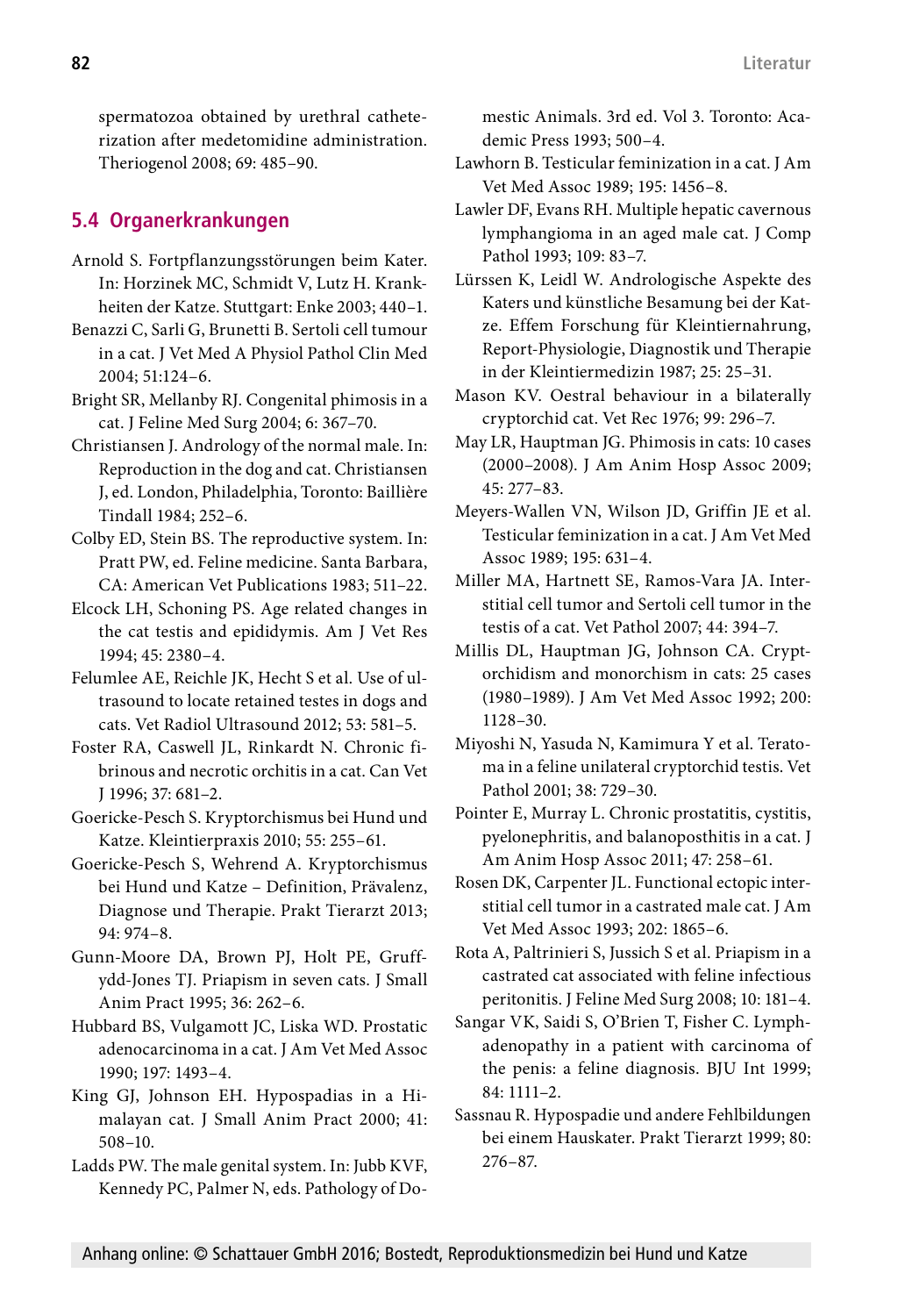spermatozoa obtained by urethral catheterization after medetomidine administration. Theriogenol 2008; 69: 485–90.

## 5.4 Organerkrankungen

Arnold S. Fortpflanzungsstörungen beim Kater. In: Horzinek MC, Schmidt V, Lutz H. Krankheiten der Katze. Stuttgart: Enke 2003; 440–1.

Benazzi C, Sarli G, Brunetti B. Sertoli cell tumour in a cat. J Vet Med A Physiol Pathol Clin Med 2004; 51:124–6.

Bright SR, Mellanby RJ. Congenital phimosis in a cat. J Feline Med Surg 2004; 6: 367–70.

Christiansen J. Andrology of the normal male. In: Reproduction in the dog and cat. Christiansen J, ed. London, Philadelphia, Toronto: Baillière Tindall 1984; 252–6.

Colby ED, Stein BS. The reproductive system. In: Pratt PW, ed. Feline medicine. Santa Barbara, CA: American Vet Publications 1983; 511–22.

Elcock LH, Schoning PS. Age related changes in the cat testis and epididymis. Am J Vet Res 1994; 45: 2380–4.

Felumlee AE, Reichle JK, Hecht S et al. Use of ultrasound to locate retained testes in dogs and cats. Vet Radiol Ultrasound 2012; 53: 581–5.

Foster RA, Caswell JL, Rinkardt N. Chronic fibrinous and necrotic orchitis in a cat. Can Vet J 1996; 37: 681–2.

Goericke-Pesch S. Kryptorchismus bei Hund und Katze. Kleintierpraxis 2010; 55: 255–61.

Goericke-Pesch S, Wehrend A. Kryptorchismus bei Hund und Katze – Definition, Prävalenz, Diagnose und Therapie. Prakt Tierarzt 2013; 94: 974–8.

Gunn-Moore DA, Brown PJ, Holt PE, Gruffydd-Jones TJ. Priapism in seven cats. J Small Anim Pract 1995; 36: 262–6.

Hubbard BS, Vulgamott JC, Liska WD. Prostatic adenocarcinoma in a cat. J Am Vet Med Assoc 1990; 197: 1493–4.

King GJ, Johnson EH. Hypospadias in a Himalayan cat. J Small Anim Pract 2000; 41: 508–10.

Ladds PW. The male genital system. In: Jubb KVF, Kennedy PC, Palmer N, eds. Pathology of Domestic Animals. 3rd ed. Vol 3. Toronto: Academic Press 1993; 500–4.

Lawhorn B. Testicular feminization in a cat. J Am Vet Med Assoc 1989; 195: 1456–8.

Lawler DF, Evans RH. Multiple hepatic cavernous lymphangioma in an aged male cat. J Comp Pathol 1993; 109: 83–7.

Lürssen K, Leidl W. Andrologische Aspekte des Katers und künstliche Besamung bei der Katze. Effem Forschung für Kleintiernahrung, Report-Physiologie, Diagnostik und Therapie in der Kleintiermedizin 1987; 25: 25–31.

Mason KV. Oestral behaviour in a bilaterally cryptorchid cat. Vet Rec 1976; 99: 296–7.

May LR, Hauptman JG. Phimosis in cats: 10 cases (2000–2008). J Am Anim Hosp Assoc 2009; 45: 277–83.

Meyers-Wallen VN, Wilson JD, Griffin JE et al. Testicular feminization in a cat. J Am Vet Med Assoc 1989; 195: 631–4.

Miller MA, Hartnett SE, Ramos-Vara JA. Interstitial cell tumor and Sertoli cell tumor in the testis of a cat. Vet Pathol 2007; 44: 394–7.

Millis DL, Hauptman JG, Johnson CA. Cryptorchidism and monorchism in cats: 25 cases (1980–1989). J Am Vet Med Assoc 1992; 200: 1128–30.

Miyoshi N, Yasuda N, Kamimura Y et al. Teratoma in a feline unilateral cryptorchid testis. Vet Pathol 2001; 38: 729–30.

Pointer E, Murray L. Chronic prostatitis, cystitis, pyelonephritis, and balanoposthitis in a cat. J Am Anim Hosp Assoc 2011; 47: 258–61.

Rosen DK, Carpenter JL. Functional ectopic interstitial cell tumor in a castrated male cat. J Am Vet Med Assoc 1993; 202: 1865–6.

Rota A, Paltrinieri S, Jussich S et al. Priapism in a castrated cat associated with feline infectious peritonitis. J Feline Med Surg 2008; 10: 181–4.

Sangar VK, Saidi S, O'Brien T, Fisher C. Lymphadenopathy in a patient with carcinoma of the penis: a feline diagnosis. BJU Int 1999; 84: 1111–2.

Sassnau R. Hypospadie und andere Fehlbildungen bei einem Hauskater. Prakt Tierarzt 1999; 80: 276–87.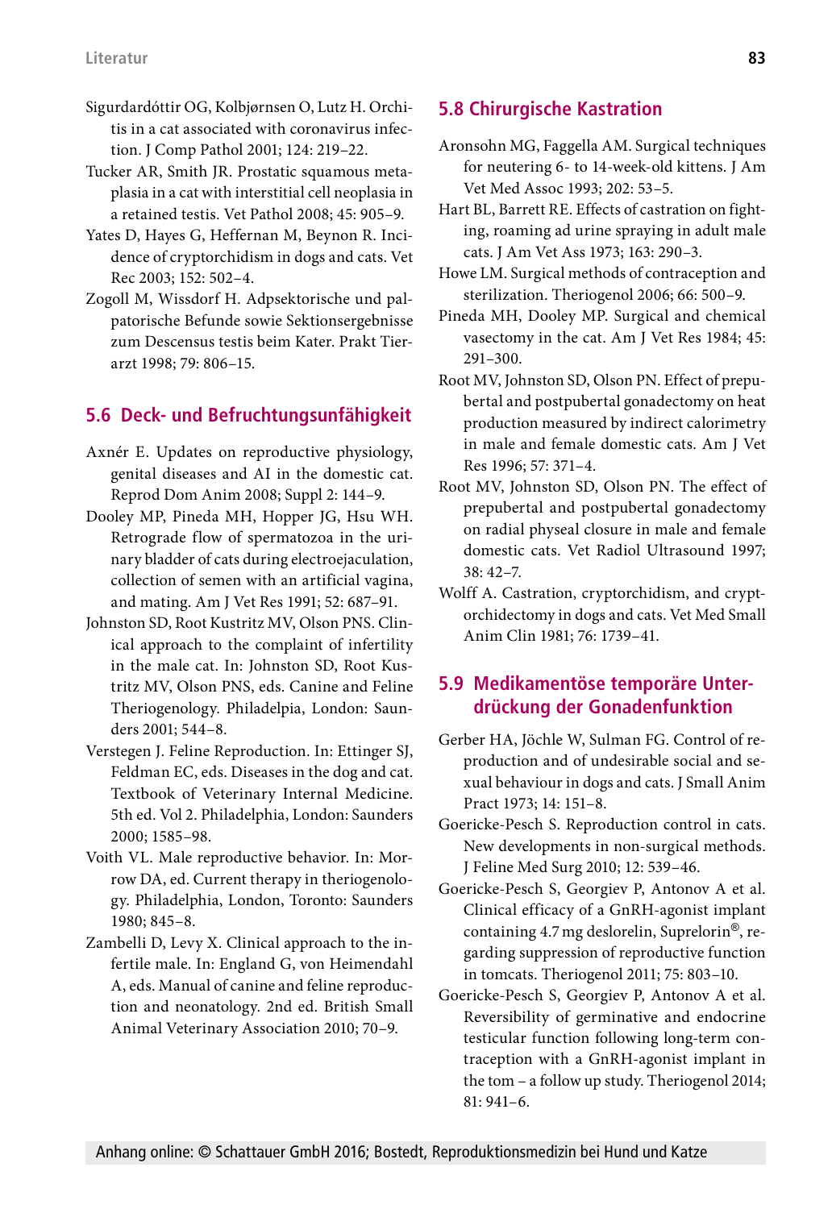Sigurdardóttir OG, Kolbjørnsen O, Lutz H. Orchitis in a cat associated with coronavirus infection. J Comp Pathol 2001; 124: 219–22.

Tucker AR, Smith JR. Prostatic squamous metaplasia in a cat with interstitial cell neoplasia in a retained testis. Vet Pathol 2008; 45: 905–9.

Yates D, Hayes G, Heffernan M, Beynon R. Incidence of cryptorchidism in dogs and cats. Vet Rec 2003; 152: 502–4.

Zogoll M, Wissdorf H. Adpsektorische und palpatorische Befunde sowie Sektionsergebnisse zum Descensus testis beim Kater. Prakt Tierarzt 1998; 79: 806–15.

## 5.6 Deck- und Befruchtungsunfähigkeit

Axnér E. Updates on reproductive physiology, genital diseases and AI in the domestic cat. Reprod Dom Anim 2008; Suppl 2: 144–9.

Dooley MP, Pineda MH, Hopper JG, Hsu WH. Retrograde flow of spermatozoa in the urinary bladder of cats during electroejaculation, collection of semen with an artificial vagina, and mating. Am J Vet Res 1991; 52: 687–91.

Johnston SD, Root Kustritz MV, Olson PNS. Clinical approach to the complaint of infertility in the male cat. In: Johnston SD, Root Kustritz MV, Olson PNS, eds. Canine and Feline Theriogenology. Philadelphia, London: Saunders 2001; 544–8.

Verstegen J. Feline Reproduction. In: Ettinger SJ, Feldman EC, eds. Diseases in the dog and cat. Textbook of Veterinary Internal Medicine. 5th ed. Vol 2. Philadelphia, London: Saunders 2000; 1585–98.

Voith VL. Male reproductive behavior. In: Morrow DA, ed. Current therapy in theriogenology. Philadelphia, London, Toronto: Saunders 1980; 845–8.

Zambelli D, Levy X. Clinical approach to the infertile male. In: England G, von Heimendahl A, eds. Manual of canine and feline reproduction and neonatology. 2nd ed. British Small Animal Veterinary Association 2010; 70–9.

## 5.8 Chirurgische Kastration

Aronsohn MG, Faggella AM. Surgical techniques for neutering 6- to 14-week-old kittens. J Am Vet Med Assoc 1993; 202: 53–5.

Hart BL, Barrett RE. Effects of castration on fighting, roaming ad urine spraying in adult male cats. J Am Vet Ass 1973; 163: 290–3.

Howe LM. Surgical methods of contraception and sterilization. Theriogenol 2006; 66: 500–9.

Pineda MH, Dooley MP. Surgical and chemical vasectomy in the cat. Am J Vet Res 1984; 45: 291–300.

Root MV, Johnston SD, Olson PN. Effect of prepubertal and postpubertal gonadectomy on heat production measured by indirect calorimetry in male and female domestic cats. Am J Vet Res 1996; 57: 371–4.

Root MV, Johnston SD, Olson PN. The effect of prepubertal and postpubertal gonadectomy on radial physeal closure in male and female domestic cats. Vet Radiol Ultrasound 1997; 38: 42–7.

Wolff A. Castration, cryptorchidism, and cryptorchidectomy in dogs and cats. Vet Med Small Anim Clin 1981; 76: 1739–41.

## 5.9 Medikamentöse temporäre Unterdrückung der Gonadenfunktion

Gerber HA, Jöchle W, Sulman FG. Control of reproduction and of undesirable social and sexual behaviour in dogs and cats. J Small Anim Pract 1973; 14: 151–8.

Goericke-Pesch S. Reproduction control in cats. New developments in non-surgical methods. J Feline Med Surg 2010; 12: 539–46.

Goericke-Pesch S, Georgiev P, Antonov A et al. Clinical efficacy of a GnRH-agonist implant containing 4.7 mg deslorelin, Suprelorin®, regarding suppression of reproductive function in tomcats. Theriogenol 2011; 75: 803–10.

Goericke-Pesch S, Georgiev P, Antonov A et al. Reversibility of germinative and endocrine testicular function following long-term contraception with a GnRH-agonist implant in the tom – a follow up study. Theriogenol 2014; 81: 941–6.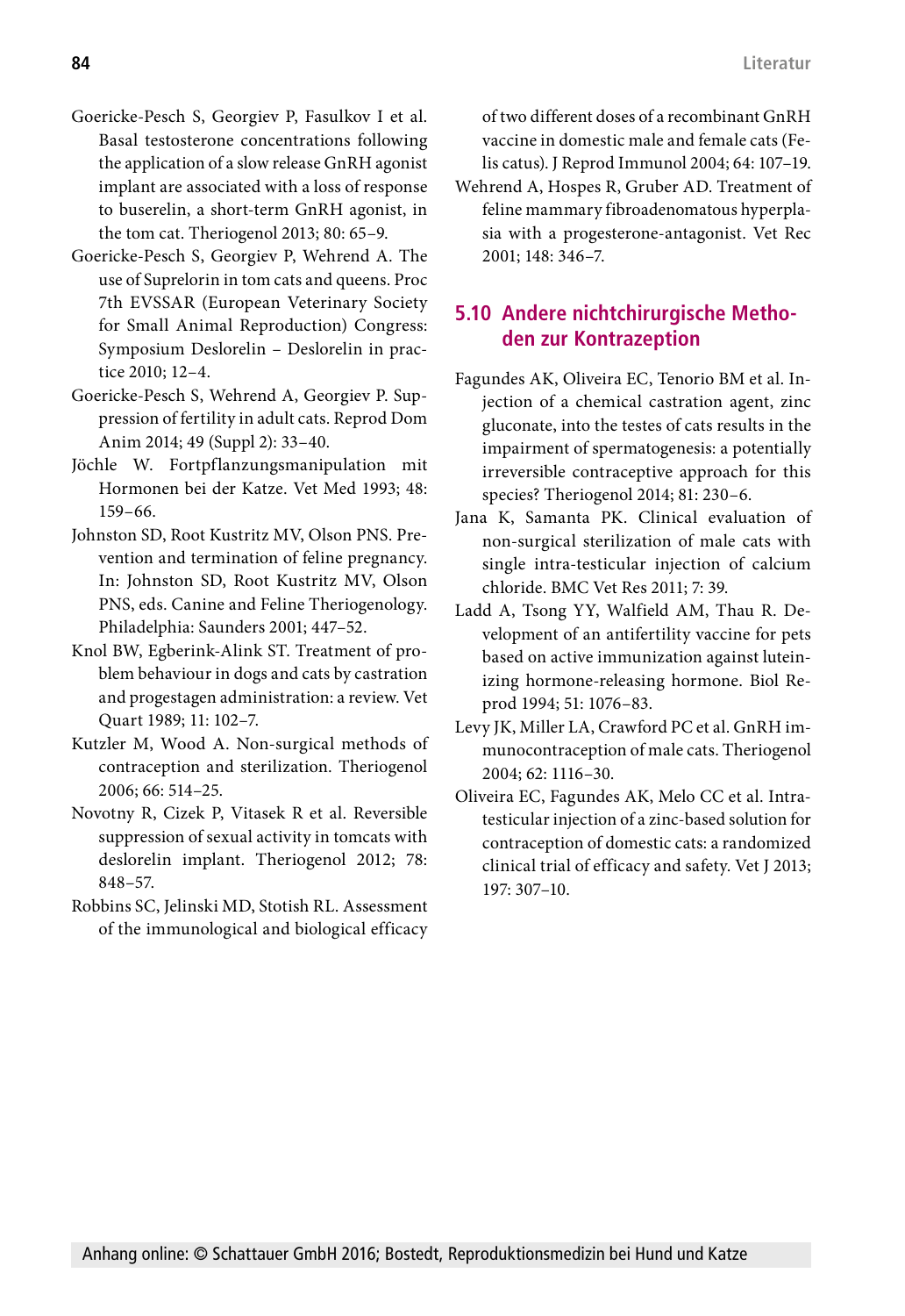Goericke-Pesch S, Georgiev P, Fasulkov I et al. Basal testosterone concentrations following the application of a slow release GnRH agonist implant are associated with a loss of response to buserelin, a short-term GnRH agonist, in the tom cat. Theriogenol 2013; 80: 65–9.

Goericke-Pesch S, Georgiev P, Wehrend A. The use of Suprelorin in tom cats and queens. Proc 7th EVSSAR (European Veterinary Society for Small Animal Reproduction) Congress: Symposium Deslorelin – Deslorelin in practice 2010; 12–4.

Goericke-Pesch S, Wehrend A, Georgiev P. Suppression of fertility in adult cats. Reprod Dom Anim 2014; 49 (Suppl 2): 33–40.

Jöchle W. Fortpflanzungsmanipulation mit Hormonen bei der Katze. Vet Med 1993; 48: 159–66.

Johnston SD, Root Kustritz MV, Olson PNS. Prevention and termination of feline pregnancy. In: Johnston SD, Root Kustritz MV, Olson PNS, eds. Canine and Feline Theriogenology. Philadelphia: Saunders 2001; 447–52.

Knol BW, Egberink-Alink ST. Treatment of problem behaviour in dogs and cats by castration and progestagen administration: a review. Vet Quart 1989; 11: 102–7.

Kutzler M, Wood A. Non-surgical methods of contraception and sterilization. Theriogenol 2006; 66: 514–25.

Novotny R, Cizek P, Vitasek R et al. Reversible suppression of sexual activity in tomcats with deslorelin implant. Theriogenol 2012; 78: 848–57.

Robbins SC, Jelinski MD, Stotish RL. Assessment of the immunological and biological efficacy of two different doses of a recombinant GnRH vaccine in domestic male and female cats (Felis catus). J Reprod Immunol 2004; 64: 107–19.

Wehrend A, Hospes R, Gruber AD. Treatment of feline mammary fibroadenomatous hyperplasia with a progesterone-antagonist. Vet Rec 2001; 148: 346–7.

## 5.10 Andere nichtchirurgische Methoden zur Kontrazeption

Fagundes AK, Oliveira EC, Tenorio BM et al. Injection of a chemical castration agent, zinc gluconate, into the testes of cats results in the impairment of spermatogenesis: a potentially irreversible contraceptive approach for this species? Theriogenol 2014; 81: 230–6.

Jana K, Samanta PK. Clinical evaluation of non-surgical sterilization of male cats with single intra-testicular injection of calcium chloride. BMC Vet Res 2011; 7: 39.

Ladd A, Tsong YY, Walfield AM, Thau R. Development of an antifertility vaccine for pets based on active immunization against luteinizing hormone-releasing hormone. Biol Reprod 1994; 51: 1076–83.

Levy JK, Miller LA, Crawford PC et al. GnRH immunocontraception of male cats. Theriogenol 2004; 62: 1116–30.

Oliveira EC, Fagundes AK, Melo CC et al. Intratesticular injection of a zinc-based solution for contraception of domestic cats: a randomized clinical trial of efficacy and safety. Vet J 2013; 197: 307–10.